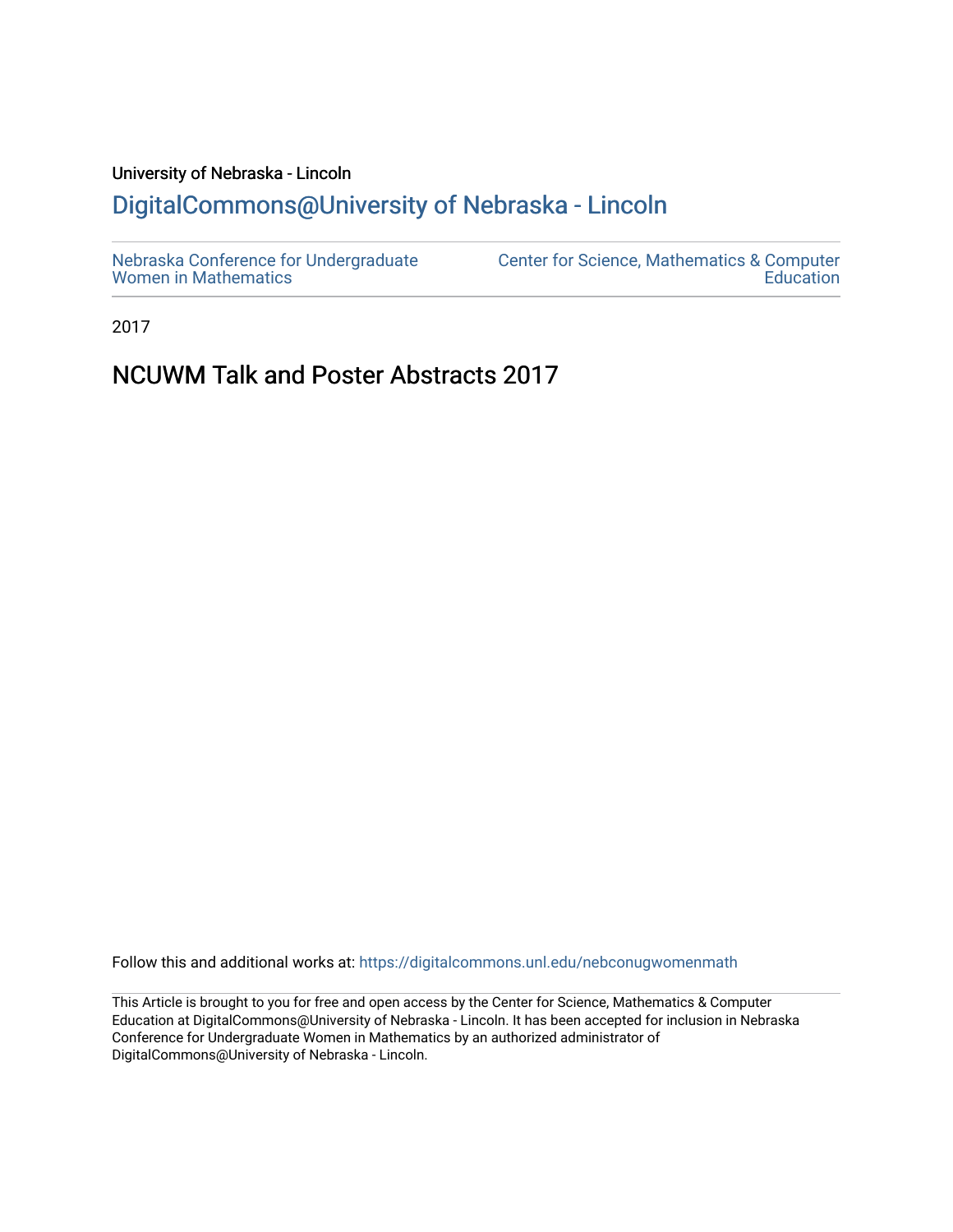University of Nebraska - Lincoln

## DigitalCommons@University of Nebraska - Lincoln

Nebraska Conference for Undergraduate Women in Mathematics

Center for Science, Mathematics & Computer Education

2017

# NCUWM Talk and Poster Abstracts 2017

Follow this and additional works at: https://digitalcommons.unl.edu/nebconugwomenmath

This Article is brought to you for free and open access by the Center for Science, Mathematics & Computer Education at DigitalCommons@University of Nebraska - Lincoln. It has been accepted for inclusion in Nebraska Conference for Undergraduate Women in Mathematics by an authorized administrator of DigitalCommons@University of Nebraska - Lincoln.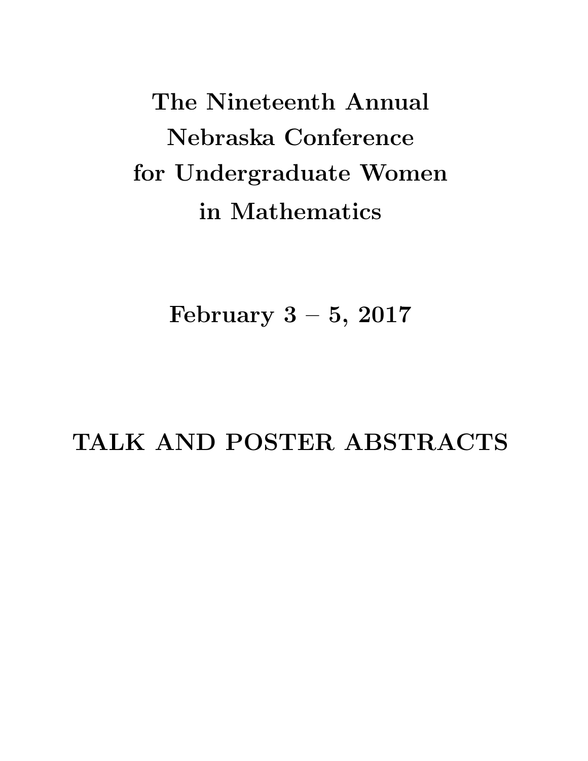# The Nineteenth Annual Nebraska Conference for Undergraduate Women in Mathematics

## February 3 – 5, 2017

## TALK AND POSTER ABSTRACTS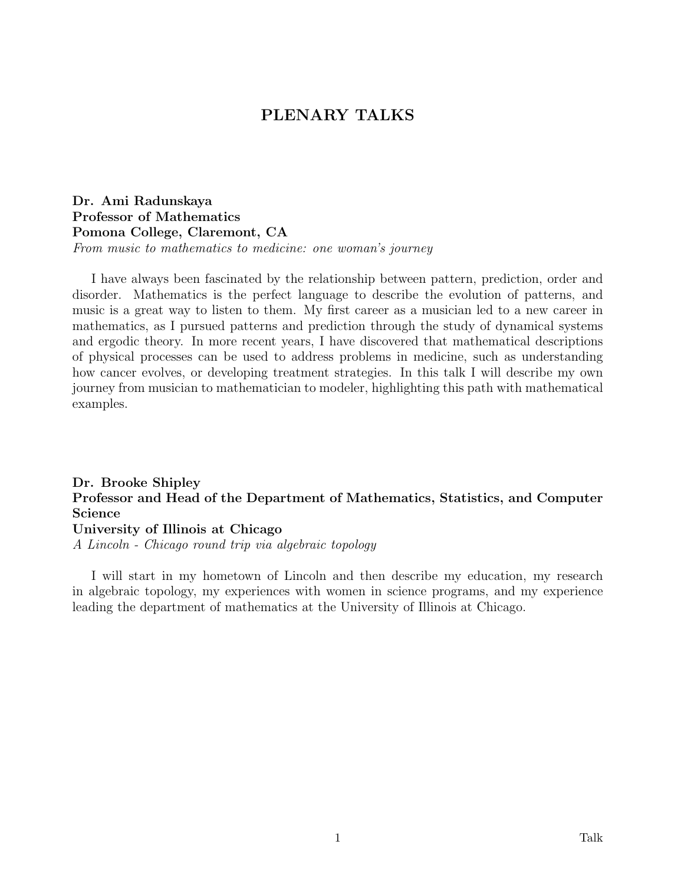# PLENARY TALKS

**Dr. Ami Radunskaya**
**Professor of Mathematics**
**Pomona College, Claremont, CA**
*From music to mathematics to medicine: one woman's journey*

I have always been fascinated by the relationship between pattern, prediction, order and disorder. Mathematics is the perfect language to describe the evolution of patterns, and music is a great way to listen to them. My first career as a musician led to a new career in mathematics, as I pursued patterns and prediction through the study of dynamical systems and ergodic theory. In more recent years, I have discovered that mathematical descriptions of physical processes can be used to address problems in medicine, such as understanding how cancer evolves, or developing treatment strategies. In this talk I will describe my own journey from musician to mathematician to modeler, highlighting this path with mathematical examples.

**Dr. Brooke Shipley**
**Professor and Head of the Department of Mathematics, Statistics, and Computer Science**
**University of Illinois at Chicago**
*A Lincoln - Chicago round trip via algebraic topology*

I will start in my hometown of Lincoln and then describe my education, my research in algebraic topology, my experiences with women in science programs, and my experience leading the department of mathematics at the University of Illinois at Chicago.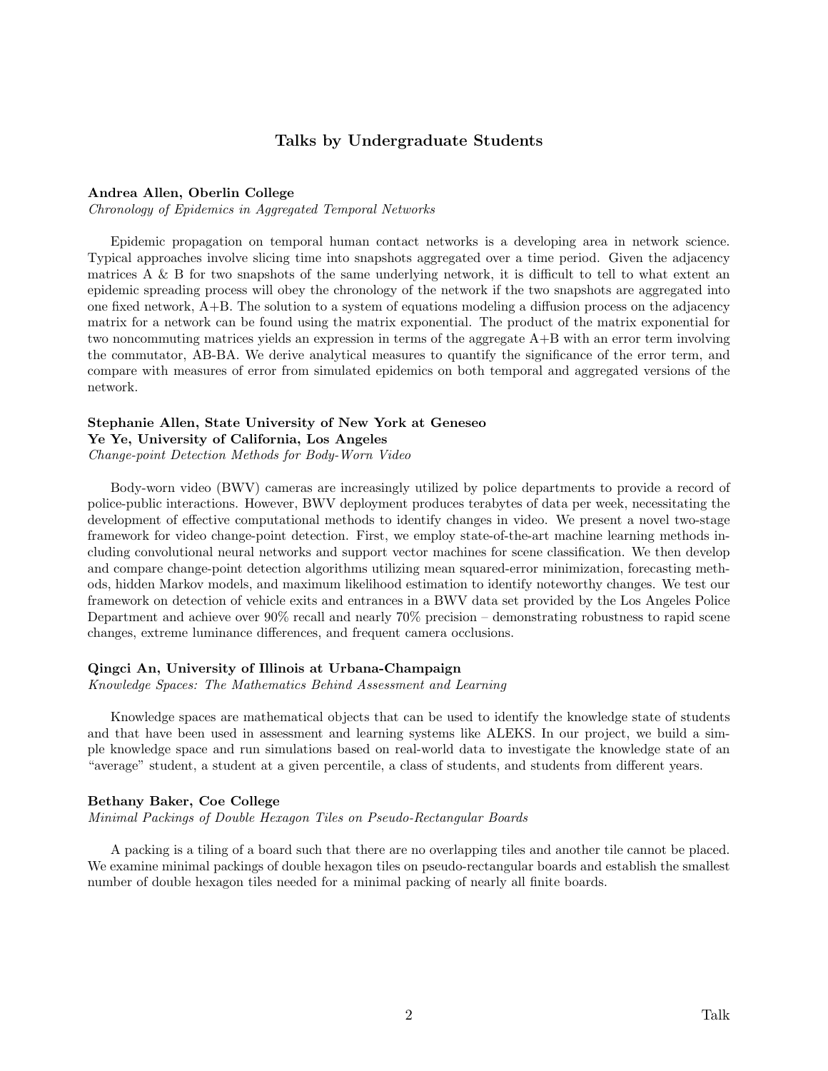## Talks by Undergraduate Students

**Andrea Allen, Oberlin College**
*Chronology of Epidemics in Aggregated Temporal Networks*

Epidemic propagation on temporal human contact networks is a developing area in network science. Typical approaches involve slicing time into snapshots aggregated over a time period. Given the adjacency matrices A & B for two snapshots of the same underlying network, it is difficult to tell to what extent an epidemic spreading process will obey the chronology of the network if the two snapshots are aggregated into one fixed network, A+B. The solution to a system of equations modeling a diffusion process on the adjacency matrix for a network can be found using the matrix exponential. The product of the matrix exponential for two noncommuting matrices yields an expression in terms of the aggregate A+B with an error term involving the commutator, AB-BA. We derive analytical measures to quantify the significance of the error term, and compare with measures of error from simulated epidemics on both temporal and aggregated versions of the network.

**Stephanie Allen, State University of New York at Geneseo**
**Ye Ye, University of California, Los Angeles**
*Change-point Detection Methods for Body-Worn Video*

Body-worn video (BWV) cameras are increasingly utilized by police departments to provide a record of police-public interactions. However, BWV deployment produces terabytes of data per week, necessitating the development of effective computational methods to identify changes in video. We present a novel two-stage framework for video change-point detection. First, we employ state-of-the-art machine learning methods including convolutional neural networks and support vector machines for scene classification. We then develop and compare change-point detection algorithms utilizing mean squared-error minimization, forecasting methods, hidden Markov models, and maximum likelihood estimation to identify noteworthy changes. We test our framework on detection of vehicle exits and entrances in a BWV data set provided by the Los Angeles Police Department and achieve over 90% recall and nearly 70% precision – demonstrating robustness to rapid scene changes, extreme luminance differences, and frequent camera occlusions.

**Qingci An, University of Illinois at Urbana-Champaign**
*Knowledge Spaces: The Mathematics Behind Assessment and Learning*

Knowledge spaces are mathematical objects that can be used to identify the knowledge state of students and that have been used in assessment and learning systems like ALEKS. In our project, we build a simple knowledge space and run simulations based on real-world data to investigate the knowledge state of an "average" student, a student at a given percentile, a class of students, and students from different years.

**Bethany Baker, Coe College**
*Minimal Packings of Double Hexagon Tiles on Pseudo-Rectangular Boards*

A packing is a tiling of a board such that there are no overlapping tiles and another tile cannot be placed. We examine minimal packings of double hexagon tiles on pseudo-rectangular boards and establish the smallest number of double hexagon tiles needed for a minimal packing of nearly all finite boards.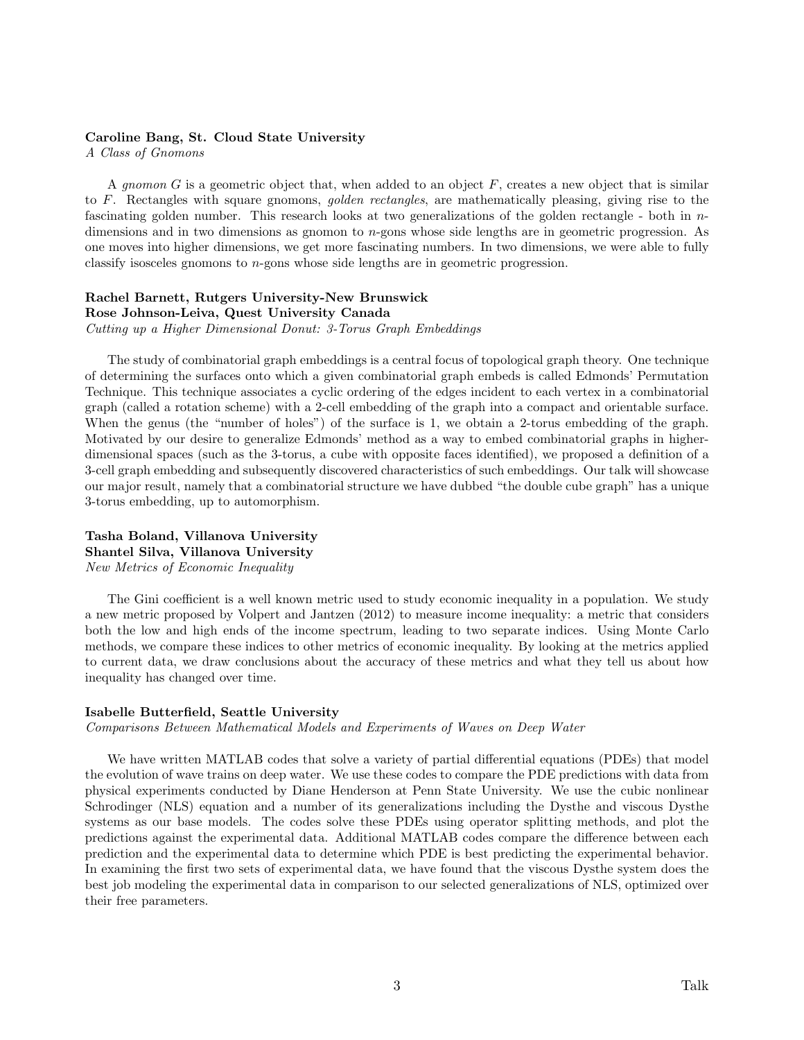**Caroline Bang, St. Cloud State University**
*A Class of Gnomons*

A *gnomon* $G$ is a geometric object that, when added to an object $F$, creates a new object that is similar to $F$. Rectangles with square gnomons, *golden rectangles*, are mathematically pleasing, giving rise to the fascinating golden number. This research looks at two generalizations of the golden rectangle - both in $n$-dimensions and in two dimensions as gnomon to $n$-gons whose side lengths are in geometric progression. As one moves into higher dimensions, we get more fascinating numbers. In two dimensions, we were able to fully classify isosceles gnomons to $n$-gons whose side lengths are in geometric progression.

**Rachel Barnett, Rutgers University-New Brunswick**
**Rose Johnson-Leiva, Quest University Canada**
*Cutting up a Higher Dimensional Donut: 3-Torus Graph Embeddings*

The study of combinatorial graph embeddings is a central focus of topological graph theory. One technique of determining the surfaces onto which a given combinatorial graph embeds is called Edmonds' Permutation Technique. This technique associates a cyclic ordering of the edges incident to each vertex in a combinatorial graph (called a rotation scheme) with a 2-cell embedding of the graph into a compact and orientable surface. When the genus (the "number of holes") of the surface is 1, we obtain a 2-torus embedding of the graph. Motivated by our desire to generalize Edmonds' method as a way to embed combinatorial graphs in higher-dimensional spaces (such as the 3-torus, a cube with opposite faces identified), we proposed a definition of a 3-cell graph embedding and subsequently discovered characteristics of such embeddings. Our talk will showcase our major result, namely that a combinatorial structure we have dubbed "the double cube graph" has a unique 3-torus embedding, up to automorphism.

**Tasha Boland, Villanova University**
**Shantel Silva, Villanova University**
*New Metrics of Economic Inequality*

The Gini coefficient is a well known metric used to study economic inequality in a population. We study a new metric proposed by Volpert and Jantzen (2012) to measure income inequality: a metric that considers both the low and high ends of the income spectrum, leading to two separate indices. Using Monte Carlo methods, we compare these indices to other metrics of economic inequality. By looking at the metrics applied to current data, we draw conclusions about the accuracy of these metrics and what they tell us about how inequality has changed over time.

**Isabelle Butterfield, Seattle University**
*Comparisons Between Mathematical Models and Experiments of Waves on Deep Water*

We have written MATLAB codes that solve a variety of partial differential equations (PDEs) that model the evolution of wave trains on deep water. We use these codes to compare the PDE predictions with data from physical experiments conducted by Diane Henderson at Penn State University. We use the cubic nonlinear Schrodinger (NLS) equation and a number of its generalizations including the Dysthe and viscous Dysthe systems as our base models. The codes solve these PDEs using operator splitting methods, and plot the predictions against the experimental data. Additional MATLAB codes compare the difference between each prediction and the experimental data to determine which PDE is best predicting the experimental behavior. In examining the first two sets of experimental data, we have found that the viscous Dysthe system does the best job modeling the experimental data in comparison to our selected generalizations of NLS, optimized over their free parameters.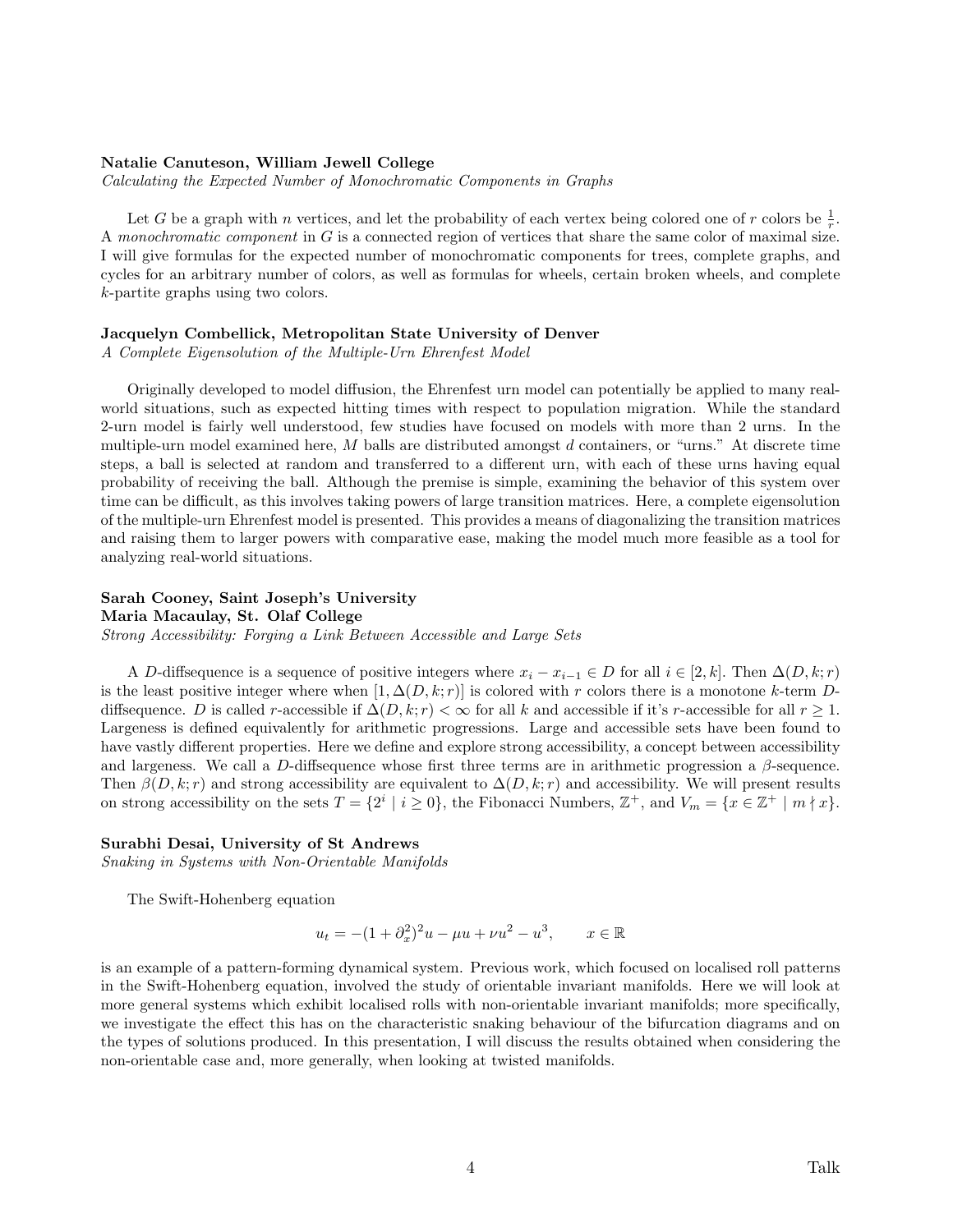**Natalie Canuteson, William Jewell College**

*Calculating the Expected Number of Monochromatic Components in Graphs*

Let $G$ be a graph with $n$ vertices, and let the probability of each vertex being colored one of $r$ colors be $\frac{1}{r}$. A *monochromatic component* in $G$ is a connected region of vertices that share the same color of maximal size. I will give formulas for the expected number of monochromatic components for trees, complete graphs, and cycles for an arbitrary number of colors, as well as formulas for wheels, certain broken wheels, and complete $k$-partite graphs using two colors.

**Jacquelyn Combellick, Metropolitan State University of Denver**

*A Complete Eigensolution of the Multiple-Urn Ehrenfest Model*

Originally developed to model diffusion, the Ehrenfest urn model can potentially be applied to many real-world situations, such as expected hitting times with respect to population migration. While the standard 2-urn model is fairly well understood, few studies have focused on models with more than 2 urns. In the multiple-urn model examined here, $M$ balls are distributed amongst $d$ containers, or "urns." At discrete time steps, a ball is selected at random and transferred to a different urn, with each of these urns having equal probability of receiving the ball. Although the premise is simple, examining the behavior of this system over time can be difficult, as this involves taking powers of large transition matrices. Here, a complete eigensolution of the multiple-urn Ehrenfest model is presented. This provides a means of diagonalizing the transition matrices and raising them to larger powers with comparative ease, making the model much more feasible as a tool for analyzing real-world situations.

**Sarah Cooney, Saint Joseph's University**
**Maria Macaulay, St. Olaf College**

*Strong Accessibility: Forging a Link Between Accessible and Large Sets*

A $D$-diffsequence is a sequence of positive integers where $x_i - x_{i-1} \in D$ for all $i \in [2, k]$. Then $\Delta(D, k; r)$ is the least positive integer where when $[1, \Delta(D, k; r)]$ is colored with $r$ colors there is a monotone $k$-term $D$-diffsequence. $D$ is called $r$-accessible if $\Delta(D, k; r) < \infty$ for all $k$ and accessible if it's $r$-accessible for all $r \geq 1$. Largeness is defined equivalently for arithmetic progressions. Large and accessible sets have been found to have vastly different properties. Here we define and explore strong accessibility, a concept between accessibility and largeness. We call a $D$-diffsequence whose first three terms are in arithmetic progression a $\beta$-sequence. Then $\beta(D, k; r)$ and strong accessibility are equivalent to $\Delta(D, k; r)$ and accessibility. We will present results on strong accessibility on the sets $T = \{2^i \mid i \geq 0\}$, the Fibonacci Numbers, $\mathbb{Z}^+$, and $V_m = \{x \in \mathbb{Z}^+ \mid m \nmid x\}$.

**Surabhi Desai, University of St Andrews**

*Snaking in Systems with Non-Orientable Manifolds*

The Swift-Hohenberg equation

$$u_t = -(1 + \partial_x^2)^2 u - \mu u + \nu u^2 - u^3, \qquad x \in \mathbb{R}$$

is an example of a pattern-forming dynamical system. Previous work, which focused on localised roll patterns in the Swift-Hohenberg equation, involved the study of orientable invariant manifolds. Here we will look at more general systems which exhibit localised rolls with non-orientable invariant manifolds; more specifically, we investigate the effect this has on the characteristic snaking behaviour of the bifurcation diagrams and on the types of solutions produced. In this presentation, I will discuss the results obtained when considering the non-orientable case and, more generally, when looking at twisted manifolds.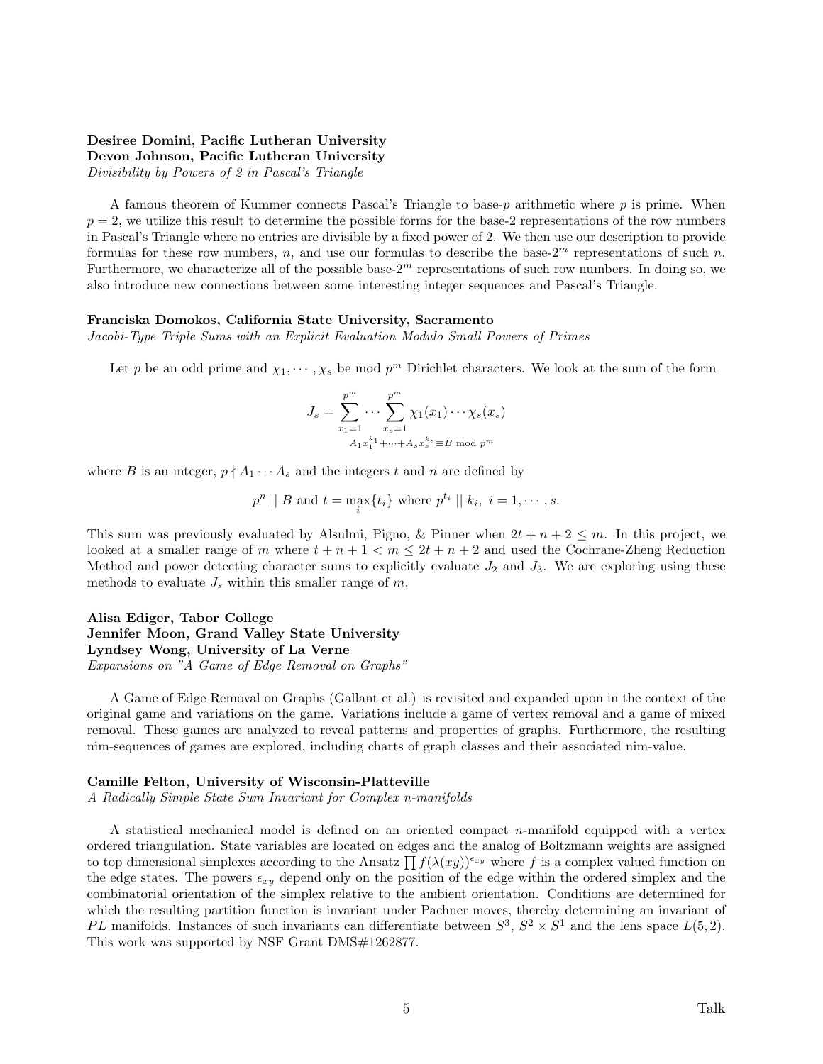**Desiree Domini, Pacific Lutheran University**
**Devon Johnson, Pacific Lutheran University**
*Divisibility by Powers of 2 in Pascal's Triangle*

A famous theorem of Kummer connects Pascal's Triangle to base-$p$ arithmetic where $p$ is prime. When $p = 2$, we utilize this result to determine the possible forms for the base-2 representations of the row numbers in Pascal's Triangle where no entries are divisible by a fixed power of 2. We then use our description to provide formulas for these row numbers, $n$, and use our formulas to describe the base-$2^m$ representations of such $n$. Furthermore, we characterize all of the possible base-$2^m$ representations of such row numbers. In doing so, we also introduce new connections between some interesting integer sequences and Pascal's Triangle.

**Franciska Domokos, California State University, Sacramento**
*Jacobi-Type Triple Sums with an Explicit Evaluation Modulo Small Powers of Primes*

Let $p$ be an odd prime and $\chi_1, \cdots, \chi_s$ be mod $p^m$ Dirichlet characters. We look at the sum of the form

$$J_s = \sum_{x_1=1}^{p^m} \cdots \sum_{\substack{x_s=1 \\ A_1 x_1^{k_1} + \cdots + A_s x_s^{k_s} \equiv B \bmod p^m}}^{p^m} \chi_1(x_1) \cdots \chi_s(x_s)$$

where $B$ is an integer, $p \nmid A_1 \cdots A_s$ and the integers $t$ and $n$ are defined by

$$p^n \mid\mid B \text{ and } t = \max_i \{t_i\} \text{ where } p^{t_i} \mid\mid k_i, \ i = 1, \cdots, s.$$

This sum was previously evaluated by Alsulmi, Pigno, & Pinner when $2t + n + 2 \leq m$. In this project, we looked at a smaller range of $m$ where $t + n + 1 < m \leq 2t + n + 2$ and used the Cochrane-Zheng Reduction Method and power detecting character sums to explicitly evaluate $J_2$ and $J_3$. We are exploring using these methods to evaluate $J_s$ within this smaller range of $m$.

**Alisa Ediger, Tabor College**
**Jennifer Moon, Grand Valley State University**
**Lyndsey Wong, University of La Verne**
*Expansions on "A Game of Edge Removal on Graphs"*

A Game of Edge Removal on Graphs (Gallant et al.) is revisited and expanded upon in the context of the original game and variations on the game. Variations include a game of vertex removal and a game of mixed removal. These games are analyzed to reveal patterns and properties of graphs. Furthermore, the resulting nim-sequences of games are explored, including charts of graph classes and their associated nim-value.

**Camille Felton, University of Wisconsin-Platteville**
*A Radically Simple State Sum Invariant for Complex n-manifolds*

A statistical mechanical model is defined on an oriented compact $n$-manifold equipped with a vertex ordered triangulation. State variables are located on edges and the analog of Boltzmann weights are assigned to top dimensional simplexes according to the Ansatz $\prod f(\lambda(xy))^{\epsilon_{xy}}$ where $f$ is a complex valued function on the edge states. The powers $\epsilon_{xy}$ depend only on the position of the edge within the ordered simplex and the combinatorial orientation of the simplex relative to the ambient orientation. Conditions are determined for which the resulting partition function is invariant under Pachner moves, thereby determining an invariant of $PL$ manifolds. Instances of such invariants can differentiate between $S^3$, $S^2 \times S^1$ and the lens space $L(5, 2)$. This work was supported by NSF Grant DMS#1262877.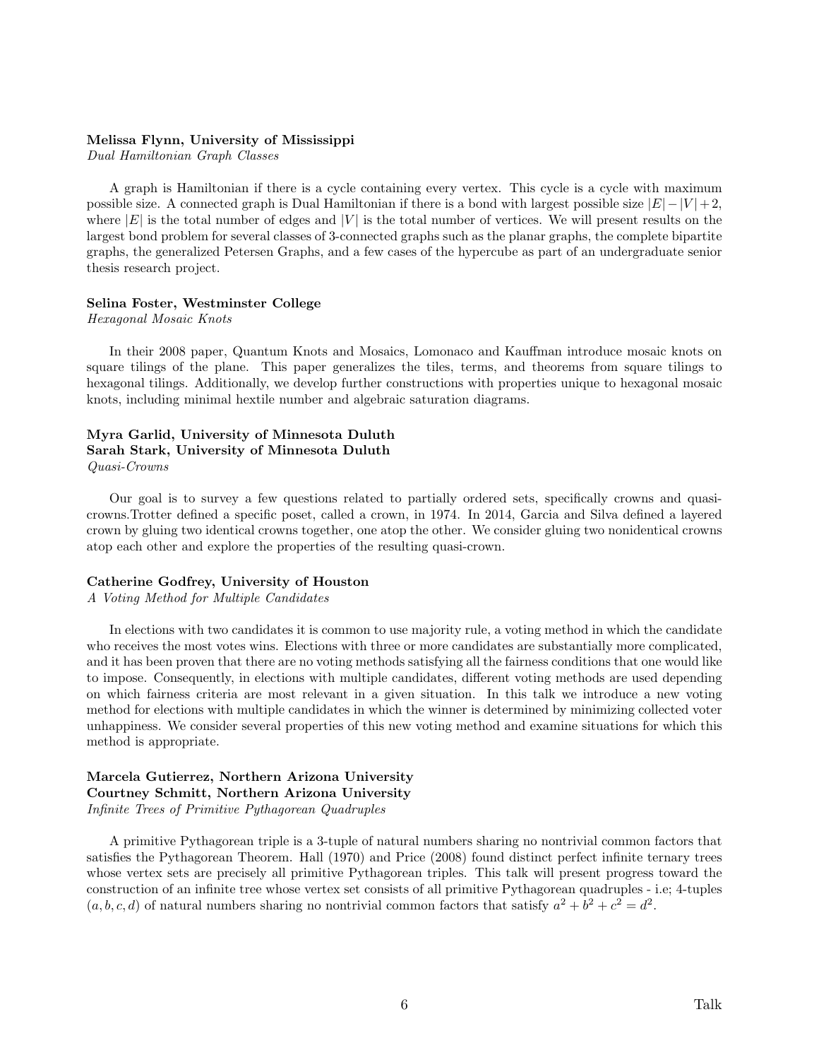**Melissa Flynn, University of Mississippi**
*Dual Hamiltonian Graph Classes*

A graph is Hamiltonian if there is a cycle containing every vertex. This cycle is a cycle with maximum possible size. A connected graph is Dual Hamiltonian if there is a bond with largest possible size $|E| - |V| + 2$, where $|E|$ is the total number of edges and $|V|$ is the total number of vertices. We will present results on the largest bond problem for several classes of 3-connected graphs such as the planar graphs, the complete bipartite graphs, the generalized Petersen Graphs, and a few cases of the hypercube as part of an undergraduate senior thesis research project.

**Selina Foster, Westminster College**
*Hexagonal Mosaic Knots*

In their 2008 paper, Quantum Knots and Mosaics, Lomonaco and Kauffman introduce mosaic knots on square tilings of the plane. This paper generalizes the tiles, terms, and theorems from square tilings to hexagonal tilings. Additionally, we develop further constructions with properties unique to hexagonal mosaic knots, including minimal hextile number and algebraic saturation diagrams.

**Myra Garlid, University of Minnesota Duluth**
**Sarah Stark, University of Minnesota Duluth**
*Quasi-Crowns*

Our goal is to survey a few questions related to partially ordered sets, specifically crowns and quasi-crowns.Trotter defined a specific poset, called a crown, in 1974. In 2014, Garcia and Silva defined a layered crown by gluing two identical crowns together, one atop the other. We consider gluing two nonidentical crowns atop each other and explore the properties of the resulting quasi-crown.

**Catherine Godfrey, University of Houston**
*A Voting Method for Multiple Candidates*

In elections with two candidates it is common to use majority rule, a voting method in which the candidate who receives the most votes wins. Elections with three or more candidates are substantially more complicated, and it has been proven that there are no voting methods satisfying all the fairness conditions that one would like to impose. Consequently, in elections with multiple candidates, different voting methods are used depending on which fairness criteria are most relevant in a given situation. In this talk we introduce a new voting method for elections with multiple candidates in which the winner is determined by minimizing collected voter unhappiness. We consider several properties of this new voting method and examine situations for which this method is appropriate.

**Marcela Gutierrez, Northern Arizona University**
**Courtney Schmitt, Northern Arizona University**
*Infinite Trees of Primitive Pythagorean Quadruples*

A primitive Pythagorean triple is a 3-tuple of natural numbers sharing no nontrivial common factors that satisfies the Pythagorean Theorem. Hall (1970) and Price (2008) found distinct perfect infinite ternary trees whose vertex sets are precisely all primitive Pythagorean triples. This talk will present progress toward the construction of an infinite tree whose vertex set consists of all primitive Pythagorean quadruples - i.e; 4-tuples $(a, b, c, d)$ of natural numbers sharing no nontrivial common factors that satisfy $a^2 + b^2 + c^2 = d^2$.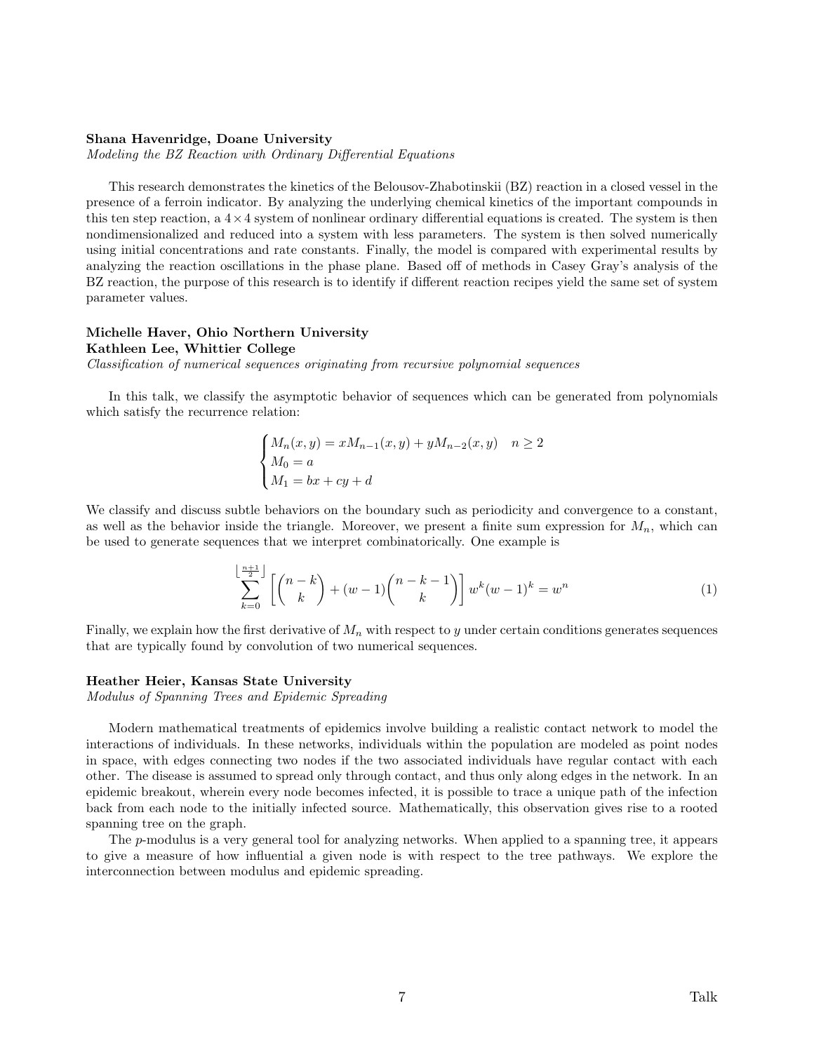**Shana Havenridge, Doane University**
*Modeling the BZ Reaction with Ordinary Differential Equations*

This research demonstrates the kinetics of the Belousov-Zhabotinskii (BZ) reaction in a closed vessel in the presence of a ferroin indicator. By analyzing the underlying chemical kinetics of the important compounds in this ten step reaction, a $4 \times 4$ system of nonlinear ordinary differential equations is created. The system is then nondimensionalized and reduced into a system with less parameters. The system is then solved numerically using initial concentrations and rate constants. Finally, the model is compared with experimental results by analyzing the reaction oscillations in the phase plane. Based off of methods in Casey Gray's analysis of the BZ reaction, the purpose of this research is to identify if different reaction recipes yield the same set of system parameter values.

**Michelle Haver, Ohio Northern University**
**Kathleen Lee, Whittier College**
*Classification of numerical sequences originating from recursive polynomial sequences*

In this talk, we classify the asymptotic behavior of sequences which can be generated from polynomials which satisfy the recurrence relation:

$$\begin{cases} M_n(x,y) = xM_{n-1}(x,y) + yM_{n-2}(x,y) & n \geq 2 \\ M_0 = a \\ M_1 = bx + cy + d \end{cases}$$

We classify and discuss subtle behaviors on the boundary such as periodicity and convergence to a constant, as well as the behavior inside the triangle. Moreover, we present a finite sum expression for $M_n$, which can be used to generate sequences that we interpret combinatorically. One example is

$$\sum_{k=0}^{\lfloor \frac{n+1}{2} \rfloor} \left[ \binom{n-k}{k} + (w-1)\binom{n-k-1}{k} \right] w^k (w-1)^k = w^n \tag{1}$$

Finally, we explain how the first derivative of $M_n$ with respect to $y$ under certain conditions generates sequences that are typically found by convolution of two numerical sequences.

**Heather Heier, Kansas State University**
*Modulus of Spanning Trees and Epidemic Spreading*

Modern mathematical treatments of epidemics involve building a realistic contact network to model the interactions of individuals. In these networks, individuals within the population are modeled as point nodes in space, with edges connecting two nodes if the two associated individuals have regular contact with each other. The disease is assumed to spread only through contact, and thus only along edges in the network. In an epidemic breakout, wherein every node becomes infected, it is possible to trace a unique path of the infection back from each node to the initially infected source. Mathematically, this observation gives rise to a rooted spanning tree on the graph.

The $p$-modulus is a very general tool for analyzing networks. When applied to a spanning tree, it appears to give a measure of how influential a given node is with respect to the tree pathways. We explore the interconnection between modulus and epidemic spreading.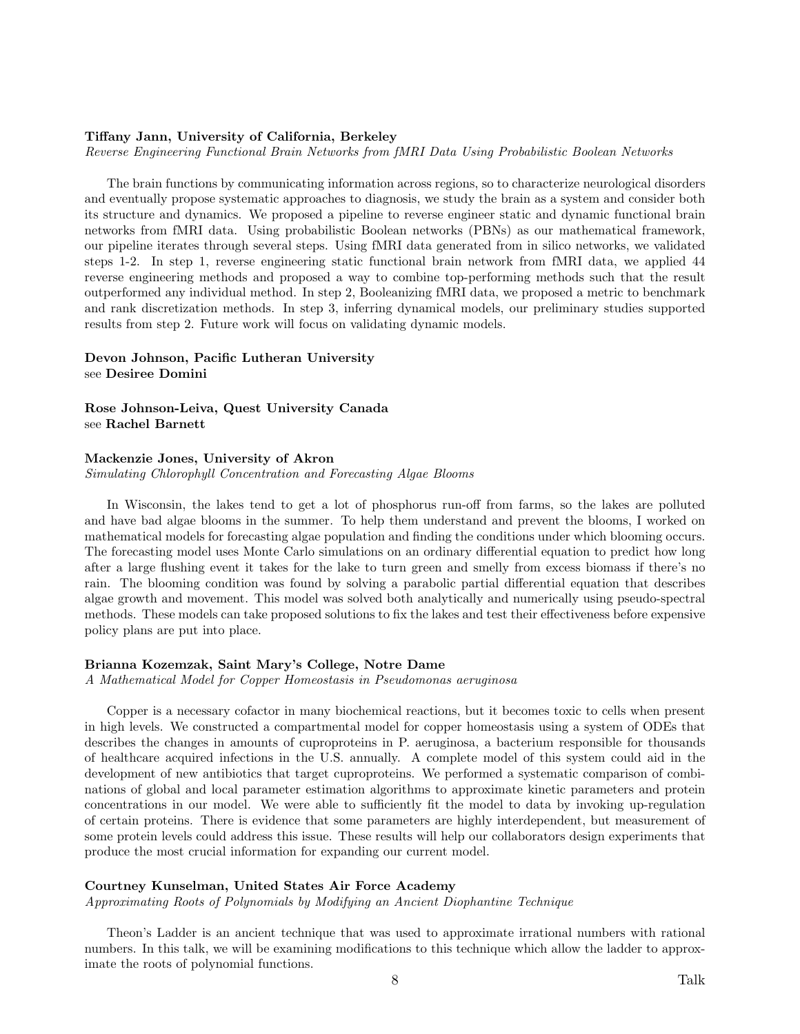**Tiffany Jann, University of California, Berkeley**
*Reverse Engineering Functional Brain Networks from fMRI Data Using Probabilistic Boolean Networks*

The brain functions by communicating information across regions, so to characterize neurological disorders and eventually propose systematic approaches to diagnosis, we study the brain as a system and consider both its structure and dynamics. We proposed a pipeline to reverse engineer static and dynamic functional brain networks from fMRI data. Using probabilistic Boolean networks (PBNs) as our mathematical framework, our pipeline iterates through several steps. Using fMRI data generated from in silico networks, we validated steps 1-2. In step 1, reverse engineering static functional brain network from fMRI data, we applied 44 reverse engineering methods and proposed a way to combine top-performing methods such that the result outperformed any individual method. In step 2, Booleanizing fMRI data, we proposed a metric to benchmark and rank discretization methods. In step 3, inferring dynamical models, our preliminary studies supported results from step 2. Future work will focus on validating dynamic models.

**Devon Johnson, Pacific Lutheran University**
see **Desiree Domini**

**Rose Johnson-Leiva, Quest University Canada**
see **Rachel Barnett**

**Mackenzie Jones, University of Akron**
*Simulating Chlorophyll Concentration and Forecasting Algae Blooms*

In Wisconsin, the lakes tend to get a lot of phosphorus run-off from farms, so the lakes are polluted and have bad algae blooms in the summer. To help them understand and prevent the blooms, I worked on mathematical models for forecasting algae population and finding the conditions under which blooming occurs. The forecasting model uses Monte Carlo simulations on an ordinary differential equation to predict how long after a large flushing event it takes for the lake to turn green and smelly from excess biomass if there's no rain. The blooming condition was found by solving a parabolic partial differential equation that describes algae growth and movement. This model was solved both analytically and numerically using pseudo-spectral methods. These models can take proposed solutions to fix the lakes and test their effectiveness before expensive policy plans are put into place.

**Brianna Kozemzak, Saint Mary's College, Notre Dame**
*A Mathematical Model for Copper Homeostasis in Pseudomonas aeruginosa*

Copper is a necessary cofactor in many biochemical reactions, but it becomes toxic to cells when present in high levels. We constructed a compartmental model for copper homeostasis using a system of ODEs that describes the changes in amounts of cuproproteins in P. aeruginosa, a bacterium responsible for thousands of healthcare acquired infections in the U.S. annually. A complete model of this system could aid in the development of new antibiotics that target cuproproteins. We performed a systematic comparison of combinations of global and local parameter estimation algorithms to approximate kinetic parameters and protein concentrations in our model. We were able to sufficiently fit the model to data by invoking up-regulation of certain proteins. There is evidence that some parameters are highly interdependent, but measurement of some protein levels could address this issue. These results will help our collaborators design experiments that produce the most crucial information for expanding our current model.

**Courtney Kunselman, United States Air Force Academy**
*Approximating Roots of Polynomials by Modifying an Ancient Diophantine Technique*

Theon's Ladder is an ancient technique that was used to approximate irrational numbers with rational numbers. In this talk, we will be examining modifications to this technique which allow the ladder to approximate the roots of polynomial functions.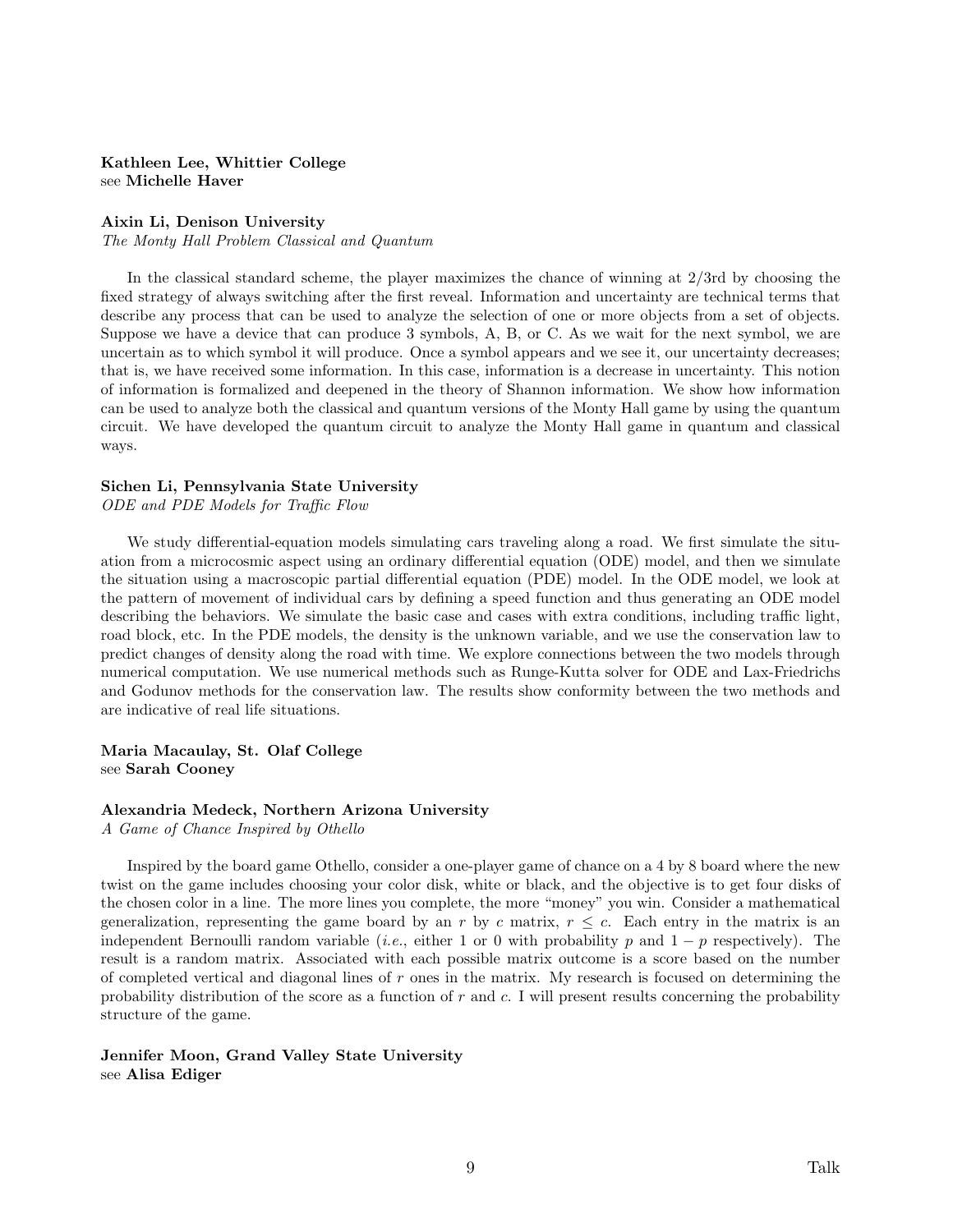**Kathleen Lee, Whittier College**
see **Michelle Haver**

**Aixin Li, Denison University**
*The Monty Hall Problem Classical and Quantum*

In the classical standard scheme, the player maximizes the chance of winning at 2/3rd by choosing the fixed strategy of always switching after the first reveal. Information and uncertainty are technical terms that describe any process that can be used to analyze the selection of one or more objects from a set of objects. Suppose we have a device that can produce 3 symbols, A, B, or C. As we wait for the next symbol, we are uncertain as to which symbol it will produce. Once a symbol appears and we see it, our uncertainty decreases; that is, we have received some information. In this case, information is a decrease in uncertainty. This notion of information is formalized and deepened in the theory of Shannon information. We show how information can be used to analyze both the classical and quantum versions of the Monty Hall game by using the quantum circuit. We have developed the quantum circuit to analyze the Monty Hall game in quantum and classical ways.

**Sichen Li, Pennsylvania State University**
*ODE and PDE Models for Traffic Flow*

We study differential-equation models simulating cars traveling along a road. We first simulate the situation from a microcosmic aspect using an ordinary differential equation (ODE) model, and then we simulate the situation using a macroscopic partial differential equation (PDE) model. In the ODE model, we look at the pattern of movement of individual cars by defining a speed function and thus generating an ODE model describing the behaviors. We simulate the basic case and cases with extra conditions, including traffic light, road block, etc. In the PDE models, the density is the unknown variable, and we use the conservation law to predict changes of density along the road with time. We explore connections between the two models through numerical computation. We use numerical methods such as Runge-Kutta solver for ODE and Lax-Friedrichs and Godunov methods for the conservation law. The results show conformity between the two methods and are indicative of real life situations.

**Maria Macaulay, St. Olaf College**
see **Sarah Cooney**

**Alexandria Medeck, Northern Arizona University**
*A Game of Chance Inspired by Othello*

Inspired by the board game Othello, consider a one-player game of chance on a 4 by 8 board where the new twist on the game includes choosing your color disk, white or black, and the objective is to get four disks of the chosen color in a line. The more lines you complete, the more "money" you win. Consider a mathematical generalization, representing the game board by an $r$ by $c$ matrix, $r \leq c$. Each entry in the matrix is an independent Bernoulli random variable (*i.e.*, either 1 or 0 with probability $p$ and $1-p$ respectively). The result is a random matrix. Associated with each possible matrix outcome is a score based on the number of completed vertical and diagonal lines of $r$ ones in the matrix. My research is focused on determining the probability distribution of the score as a function of $r$ and $c$. I will present results concerning the probability structure of the game.

**Jennifer Moon, Grand Valley State University**
see **Alisa Ediger**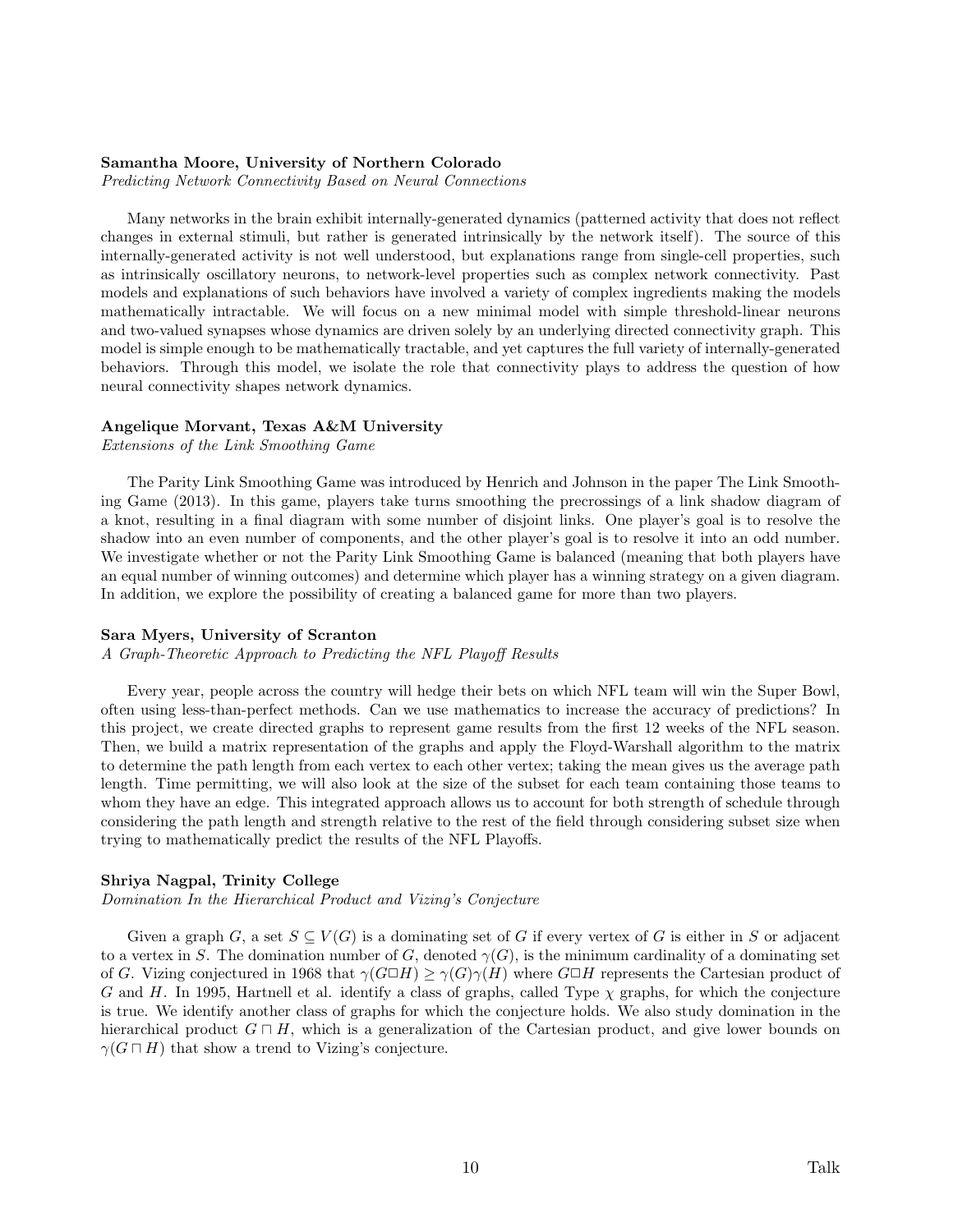**Samantha Moore, University of Northern Colorado**
*Predicting Network Connectivity Based on Neural Connections*

Many networks in the brain exhibit internally-generated dynamics (patterned activity that does not reflect changes in external stimuli, but rather is generated intrinsically by the network itself). The source of this internally-generated activity is not well understood, but explanations range from single-cell properties, such as intrinsically oscillatory neurons, to network-level properties such as complex network connectivity. Past models and explanations of such behaviors have involved a variety of complex ingredients making the models mathematically intractable. We will focus on a new minimal model with simple threshold-linear neurons and two-valued synapses whose dynamics are driven solely by an underlying directed connectivity graph. This model is simple enough to be mathematically tractable, and yet captures the full variety of internally-generated behaviors. Through this model, we isolate the role that connectivity plays to address the question of how neural connectivity shapes network dynamics.

**Angelique Morvant, Texas A&M University**
*Extensions of the Link Smoothing Game*

The Parity Link Smoothing Game was introduced by Henrich and Johnson in the paper The Link Smoothing Game (2013). In this game, players take turns smoothing the precrossings of a link shadow diagram of a knot, resulting in a final diagram with some number of disjoint links. One player's goal is to resolve the shadow into an even number of components, and the other player's goal is to resolve it into an odd number. We investigate whether or not the Parity Link Smoothing Game is balanced (meaning that both players have an equal number of winning outcomes) and determine which player has a winning strategy on a given diagram. In addition, we explore the possibility of creating a balanced game for more than two players.

**Sara Myers, University of Scranton**
*A Graph-Theoretic Approach to Predicting the NFL Playoff Results*

Every year, people across the country will hedge their bets on which NFL team will win the Super Bowl, often using less-than-perfect methods. Can we use mathematics to increase the accuracy of predictions? In this project, we create directed graphs to represent game results from the first 12 weeks of the NFL season. Then, we build a matrix representation of the graphs and apply the Floyd-Warshall algorithm to the matrix to determine the path length from each vertex to each other vertex; taking the mean gives us the average path length. Time permitting, we will also look at the size of the subset for each team containing those teams to whom they have an edge. This integrated approach allows us to account for both strength of schedule through considering the path length and strength relative to the rest of the field through considering subset size when trying to mathematically predict the results of the NFL Playoffs.

**Shriya Nagpal, Trinity College**
*Domination In the Hierarchical Product and Vizing's Conjecture*

Given a graph $G$, a set $S \subseteq V(G)$ is a dominating set of $G$ if every vertex of $G$ is either in $S$ or adjacent to a vertex in $S$. The domination number of $G$, denoted $\gamma(G)$, is the minimum cardinality of a dominating set of $G$. Vizing conjectured in 1968 that $\gamma(G \square H) \geq \gamma(G)\gamma(H)$ where $G \square H$ represents the Cartesian product of $G$ and $H$. In 1995, Hartnell et al. identify a class of graphs, called Type $\chi$ graphs, for which the conjecture is true. We identify another class of graphs for which the conjecture holds. We also study domination in the hierarchical product $G \sqcap H$, which is a generalization of the Cartesian product, and give lower bounds on $\gamma(G \sqcap H)$ that show a trend to Vizing's conjecture.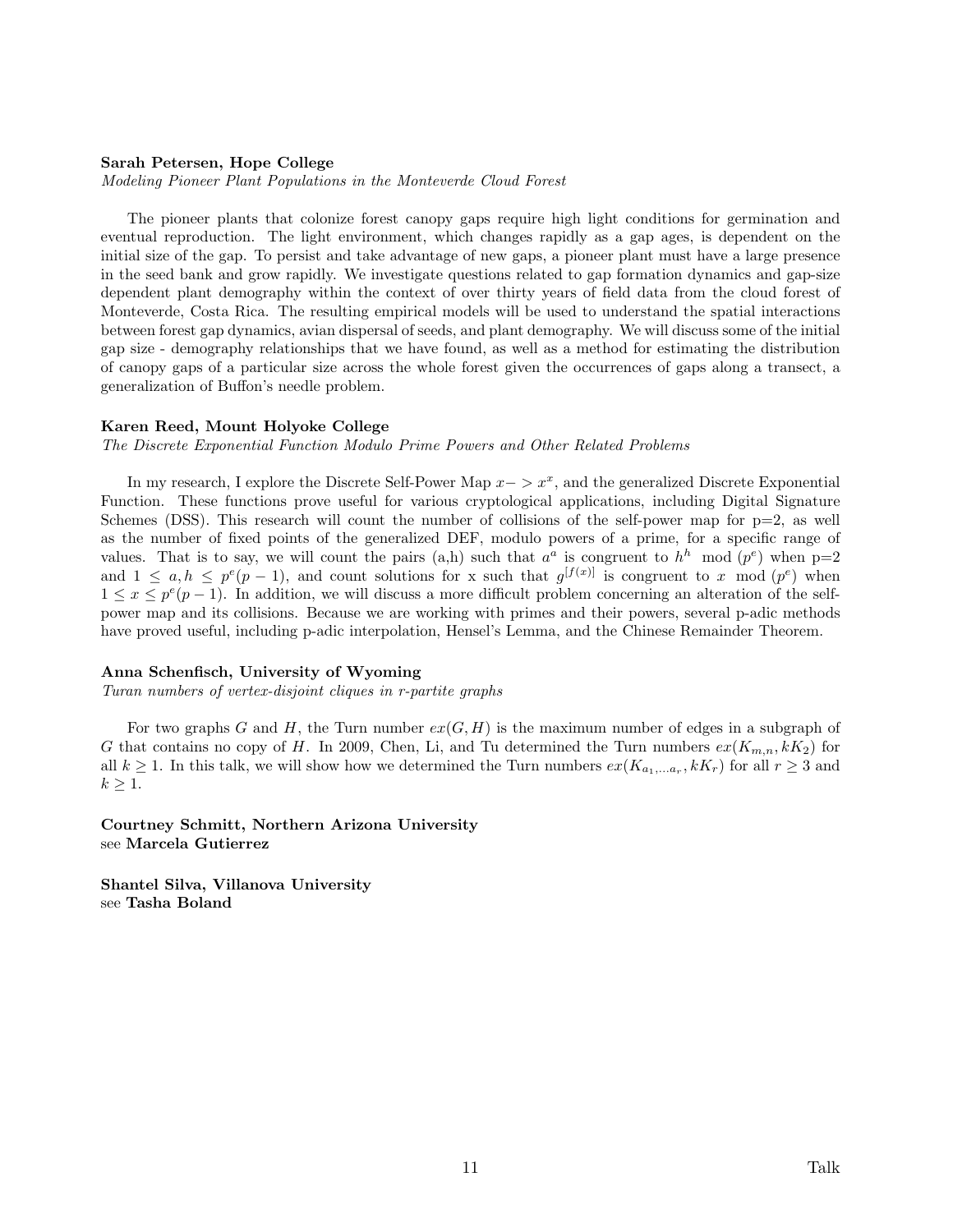**Sarah Petersen, Hope College**

*Modeling Pioneer Plant Populations in the Monteverde Cloud Forest*

The pioneer plants that colonize forest canopy gaps require high light conditions for germination and eventual reproduction. The light environment, which changes rapidly as a gap ages, is dependent on the initial size of the gap. To persist and take advantage of new gaps, a pioneer plant must have a large presence in the seed bank and grow rapidly. We investigate questions related to gap formation dynamics and gap-size dependent plant demography within the context of over thirty years of field data from the cloud forest of Monteverde, Costa Rica. The resulting empirical models will be used to understand the spatial interactions between forest gap dynamics, avian dispersal of seeds, and plant demography. We will discuss some of the initial gap size - demography relationships that we have found, as well as a method for estimating the distribution of canopy gaps of a particular size across the whole forest given the occurrences of gaps along a transect, a generalization of Buffon's needle problem.

**Karen Reed, Mount Holyoke College**

*The Discrete Exponential Function Modulo Prime Powers and Other Related Problems*

In my research, I explore the Discrete Self-Power Map $x- > x^x$, and the generalized Discrete Exponential Function. These functions prove useful for various cryptological applications, including Digital Signature Schemes (DSS). This research will count the number of collisions of the self-power map for p=2, as well as the number of fixed points of the generalized DEF, modulo powers of a prime, for a specific range of values. That is to say, we will count the pairs (a,h) such that $a^a$ is congruent to $h^h \mod (p^e)$ when p=2 and $1 \leq a, h \leq p^e(p-1)$, and count solutions for x such that $g^{[f(x)]}$ is congruent to $x \mod (p^e)$ when $1 \leq x \leq p^e(p-1)$. In addition, we will discuss a more difficult problem concerning an alteration of the self-power map and its collisions. Because we are working with primes and their powers, several p-adic methods have proved useful, including p-adic interpolation, Hensel's Lemma, and the Chinese Remainder Theorem.

**Anna Schenfisch, University of Wyoming**

*Turan numbers of vertex-disjoint cliques in r-partite graphs*

For two graphs $G$ and $H$, the Turn number $ex(G, H)$ is the maximum number of edges in a subgraph of $G$ that contains no copy of $H$. In 2009, Chen, Li, and Tu determined the Turn numbers $ex(K_{m,n}, kK_2)$ for all $k \geq 1$. In this talk, we will show how we determined the Turn numbers $ex(K_{a_1,\ldots a_r}, kK_r)$ for all $r \geq 3$ and $k \geq 1$.

**Courtney Schmitt, Northern Arizona University**
see **Marcela Gutierrez**

**Shantel Silva, Villanova University**
see **Tasha Boland**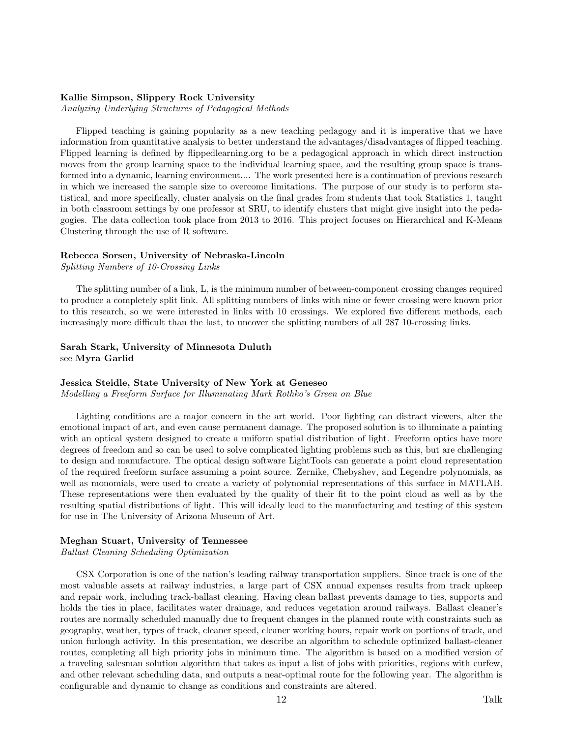**Kallie Simpson, Slippery Rock University**
*Analyzing Underlying Structures of Pedagogical Methods*

Flipped teaching is gaining popularity as a new teaching pedagogy and it is imperative that we have information from quantitative analysis to better understand the advantages/disadvantages of flipped teaching. Flipped learning is defined by flippedlearning.org to be a pedagogical approach in which direct instruction moves from the group learning space to the individual learning space, and the resulting group space is transformed into a dynamic, learning environment.... The work presented here is a continuation of previous research in which we increased the sample size to overcome limitations. The purpose of our study is to perform statistical, and more specifically, cluster analysis on the final grades from students that took Statistics 1, taught in both classroom settings by one professor at SRU, to identify clusters that might give insight into the pedagogies. The data collection took place from 2013 to 2016. This project focuses on Hierarchical and K-Means Clustering through the use of R software.

**Rebecca Sorsen, University of Nebraska-Lincoln**
*Splitting Numbers of 10-Crossing Links*

The splitting number of a link, L, is the minimum number of between-component crossing changes required to produce a completely split link. All splitting numbers of links with nine or fewer crossing were known prior to this research, so we were interested in links with 10 crossings. We explored five different methods, each increasingly more difficult than the last, to uncover the splitting numbers of all 287 10-crossing links.

**Sarah Stark, University of Minnesota Duluth**
see **Myra Garlid**

**Jessica Steidle, State University of New York at Geneseo**
*Modelling a Freeform Surface for Illuminating Mark Rothko's Green on Blue*

Lighting conditions are a major concern in the art world. Poor lighting can distract viewers, alter the emotional impact of art, and even cause permanent damage. The proposed solution is to illuminate a painting with an optical system designed to create a uniform spatial distribution of light. Freeform optics have more degrees of freedom and so can be used to solve complicated lighting problems such as this, but are challenging to design and manufacture. The optical design software LightTools can generate a point cloud representation of the required freeform surface assuming a point source. Zernike, Chebyshev, and Legendre polynomials, as well as monomials, were used to create a variety of polynomial representations of this surface in MATLAB. These representations were then evaluated by the quality of their fit to the point cloud as well as by the resulting spatial distributions of light. This will ideally lead to the manufacturing and testing of this system for use in The University of Arizona Museum of Art.

**Meghan Stuart, University of Tennessee**
*Ballast Cleaning Scheduling Optimization*

CSX Corporation is one of the nation's leading railway transportation suppliers. Since track is one of the most valuable assets at railway industries, a large part of CSX annual expenses results from track upkeep and repair work, including track-ballast cleaning. Having clean ballast prevents damage to ties, supports and holds the ties in place, facilitates water drainage, and reduces vegetation around railways. Ballast cleaner's routes are normally scheduled manually due to frequent changes in the planned route with constraints such as geography, weather, types of track, cleaner speed, cleaner working hours, repair work on portions of track, and union furlough activity. In this presentation, we describe an algorithm to schedule optimized ballast-cleaner routes, completing all high priority jobs in minimum time. The algorithm is based on a modified version of a traveling salesman solution algorithm that takes as input a list of jobs with priorities, regions with curfew, and other relevant scheduling data, and outputs a near-optimal route for the following year. The algorithm is configurable and dynamic to change as conditions and constraints are altered.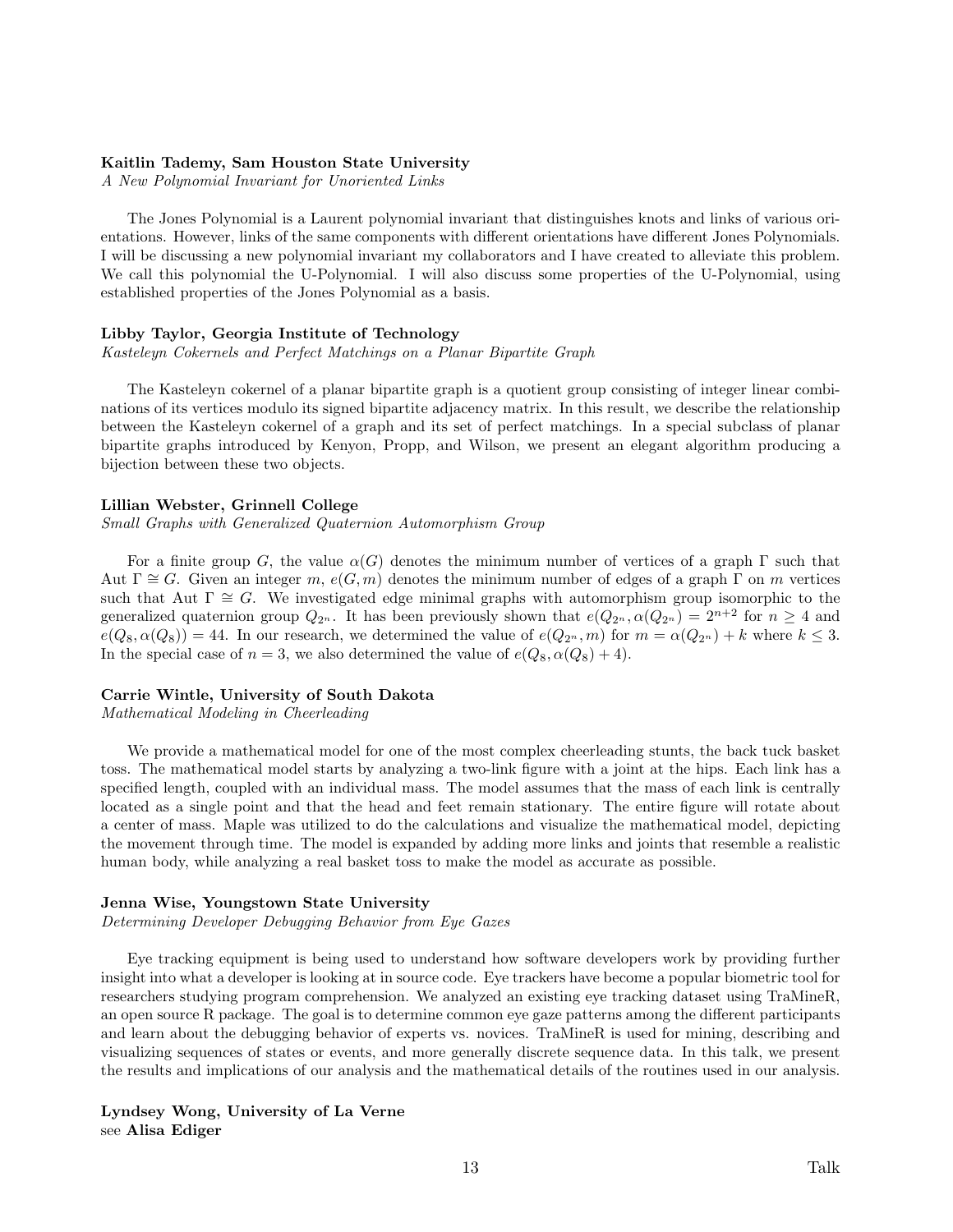**Kaitlin Tademy, Sam Houston State University**
*A New Polynomial Invariant for Unoriented Links*

The Jones Polynomial is a Laurent polynomial invariant that distinguishes knots and links of various orientations. However, links of the same components with different orientations have different Jones Polynomials. I will be discussing a new polynomial invariant my collaborators and I have created to alleviate this problem. We call this polynomial the U-Polynomial. I will also discuss some properties of the U-Polynomial, using established properties of the Jones Polynomial as a basis.

**Libby Taylor, Georgia Institute of Technology**
*Kasteleyn Cokernels and Perfect Matchings on a Planar Bipartite Graph*

The Kasteleyn cokernel of a planar bipartite graph is a quotient group consisting of integer linear combinations of its vertices modulo its signed bipartite adjacency matrix. In this result, we describe the relationship between the Kasteleyn cokernel of a graph and its set of perfect matchings. In a special subclass of planar bipartite graphs introduced by Kenyon, Propp, and Wilson, we present an elegant algorithm producing a bijection between these two objects.

**Lillian Webster, Grinnell College**
*Small Graphs with Generalized Quaternion Automorphism Group*

For a finite group $G$, the value $\alpha(G)$ denotes the minimum number of vertices of a graph $\Gamma$ such that $\text{Aut}\ \Gamma \cong G$. Given an integer $m$, $e(G, m)$ denotes the minimum number of edges of a graph $\Gamma$ on $m$ vertices such that $\text{Aut}\ \Gamma \cong G$. We investigated edge minimal graphs with automorphism group isomorphic to the generalized quaternion group $Q_{2^n}$. It has been previously shown that $e(Q_{2^n}, \alpha(Q_{2^n}) = 2^{n+2}$ for $n \geq 4$ and $e(Q_8, \alpha(Q_8)) = 44$. In our research, we determined the value of $e(Q_{2^n}, m)$ for $m = \alpha(Q_{2^n}) + k$ where $k \leq 3$. In the special case of $n = 3$, we also determined the value of $e(Q_8, \alpha(Q_8) + 4)$.

**Carrie Wintle, University of South Dakota**
*Mathematical Modeling in Cheerleading*

We provide a mathematical model for one of the most complex cheerleading stunts, the back tuck basket toss. The mathematical model starts by analyzing a two-link figure with a joint at the hips. Each link has a specified length, coupled with an individual mass. The model assumes that the mass of each link is centrally located as a single point and that the head and feet remain stationary. The entire figure will rotate about a center of mass. Maple was utilized to do the calculations and visualize the mathematical model, depicting the movement through time. The model is expanded by adding more links and joints that resemble a realistic human body, while analyzing a real basket toss to make the model as accurate as possible.

**Jenna Wise, Youngstown State University**
*Determining Developer Debugging Behavior from Eye Gazes*

Eye tracking equipment is being used to understand how software developers work by providing further insight into what a developer is looking at in source code. Eye trackers have become a popular biometric tool for researchers studying program comprehension. We analyzed an existing eye tracking dataset using TraMineR, an open source R package. The goal is to determine common eye gaze patterns among the different participants and learn about the debugging behavior of experts vs. novices. TraMineR is used for mining, describing and visualizing sequences of states or events, and more generally discrete sequence data. In this talk, we present the results and implications of our analysis and the mathematical details of the routines used in our analysis.

**Lyndsey Wong, University of La Verne**
see **Alisa Ediger**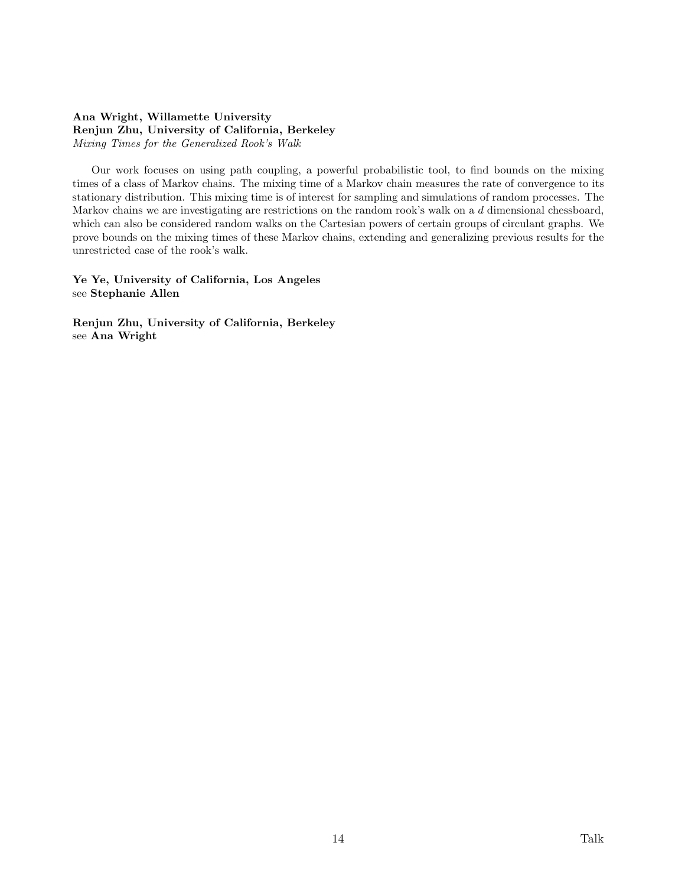**Ana Wright, Willamette University**
**Renjun Zhu, University of California, Berkeley**
*Mixing Times for the Generalized Rook's Walk*

Our work focuses on using path coupling, a powerful probabilistic tool, to find bounds on the mixing times of a class of Markov chains. The mixing time of a Markov chain measures the rate of convergence to its stationary distribution. This mixing time is of interest for sampling and simulations of random processes. The Markov chains we are investigating are restrictions on the random rook's walk on a $d$ dimensional chessboard, which can also be considered random walks on the Cartesian powers of certain groups of circulant graphs. We prove bounds on the mixing times of these Markov chains, extending and generalizing previous results for the unrestricted case of the rook's walk.

**Ye Ye, University of California, Los Angeles**
see **Stephanie Allen**

**Renjun Zhu, University of California, Berkeley**
see **Ana Wright**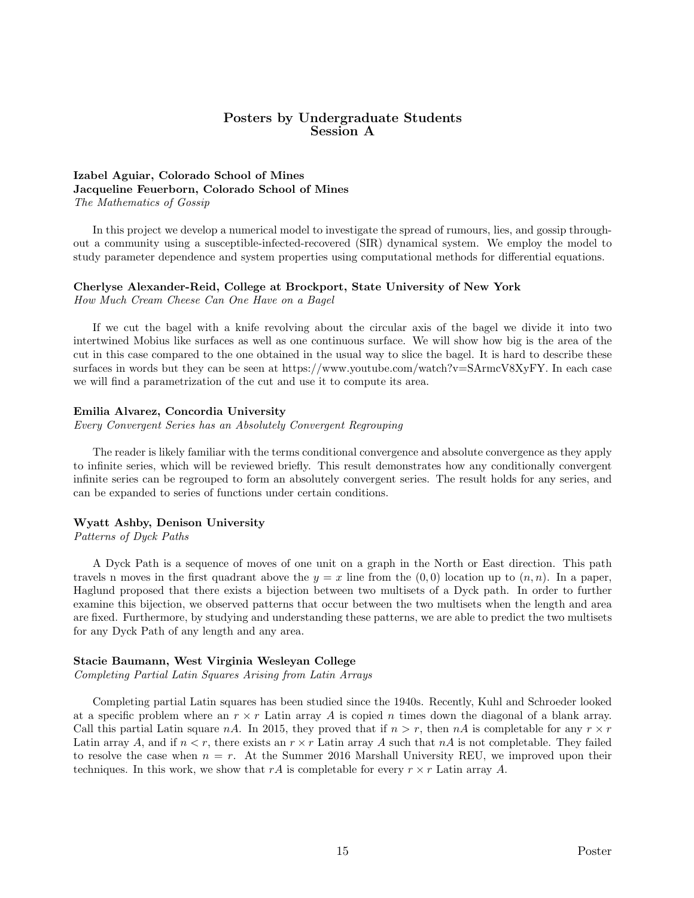## Posters by Undergraduate Students
## Session A

**Izabel Aguiar, Colorado School of Mines**
**Jacqueline Feuerborn, Colorado School of Mines**
*The Mathematics of Gossip*

In this project we develop a numerical model to investigate the spread of rumours, lies, and gossip throughout a community using a susceptible-infected-recovered (SIR) dynamical system. We employ the model to study parameter dependence and system properties using computational methods for differential equations.

**Cherlyse Alexander-Reid, College at Brockport, State University of New York**
*How Much Cream Cheese Can One Have on a Bagel*

If we cut the bagel with a knife revolving about the circular axis of the bagel we divide it into two intertwined Mobius like surfaces as well as one continuous surface. We will show how big is the area of the cut in this case compared to the one obtained in the usual way to slice the bagel. It is hard to describe these surfaces in words but they can be seen at https://www.youtube.com/watch?v=SArmcV8XyFY. In each case we will find a parametrization of the cut and use it to compute its area.

**Emilia Alvarez, Concordia University**
*Every Convergent Series has an Absolutely Convergent Regrouping*

The reader is likely familiar with the terms conditional convergence and absolute convergence as they apply to infinite series, which will be reviewed briefly. This result demonstrates how any conditionally convergent infinite series can be regrouped to form an absolutely convergent series. The result holds for any series, and can be expanded to series of functions under certain conditions.

**Wyatt Ashby, Denison University**
*Patterns of Dyck Paths*

A Dyck Path is a sequence of moves of one unit on a graph in the North or East direction. This path travels n moves in the first quadrant above the $y = x$ line from the $(0, 0)$ location up to $(n, n)$. In a paper, Haglund proposed that there exists a bijection between two multisets of a Dyck path. In order to further examine this bijection, we observed patterns that occur between the two multisets when the length and area are fixed. Furthermore, by studying and understanding these patterns, we are able to predict the two multisets for any Dyck Path of any length and any area.

**Stacie Baumann, West Virginia Wesleyan College**
*Completing Partial Latin Squares Arising from Latin Arrays*

Completing partial Latin squares has been studied since the 1940s. Recently, Kuhl and Schroeder looked at a specific problem where an $r \times r$ Latin array $A$ is copied $n$ times down the diagonal of a blank array. Call this partial Latin square $nA$. In 2015, they proved that if $n > r$, then $nA$ is completable for any $r \times r$ Latin array $A$, and if $n < r$, there exists an $r \times r$ Latin array $A$ such that $nA$ is not completable. They failed to resolve the case when $n = r$. At the Summer 2016 Marshall University REU, we improved upon their techniques. In this work, we show that $rA$ is completable for every $r \times r$ Latin array $A$.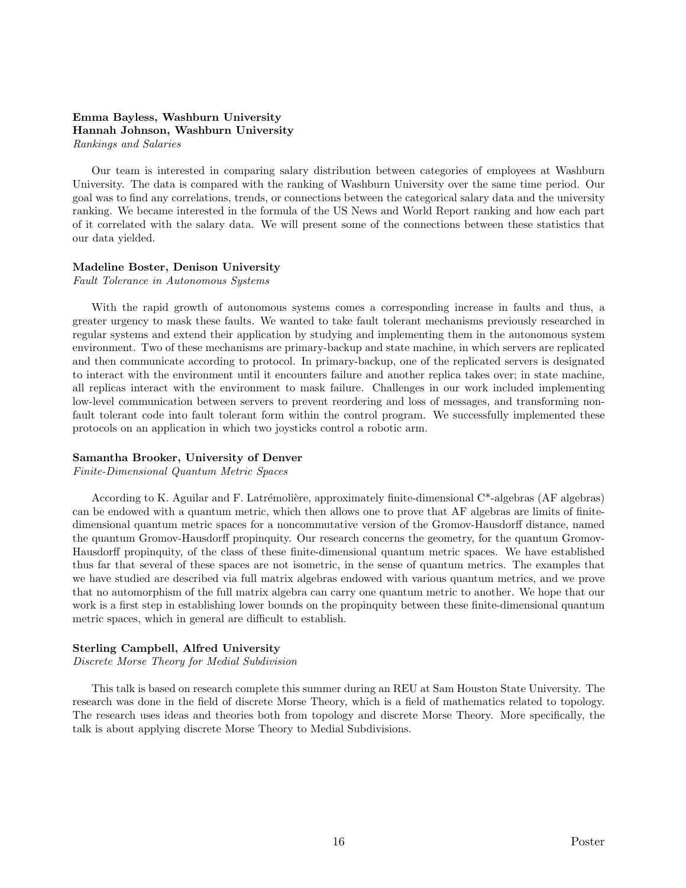**Emma Bayless, Washburn University**
**Hannah Johnson, Washburn University**
*Rankings and Salaries*

Our team is interested in comparing salary distribution between categories of employees at Washburn University. The data is compared with the ranking of Washburn University over the same time period. Our goal was to find any correlations, trends, or connections between the categorical salary data and the university ranking. We became interested in the formula of the US News and World Report ranking and how each part of it correlated with the salary data. We will present some of the connections between these statistics that our data yielded.

**Madeline Boster, Denison University**
*Fault Tolerance in Autonomous Systems*

With the rapid growth of autonomous systems comes a corresponding increase in faults and thus, a greater urgency to mask these faults. We wanted to take fault tolerant mechanisms previously researched in regular systems and extend their application by studying and implementing them in the autonomous system environment. Two of these mechanisms are primary-backup and state machine, in which servers are replicated and then communicate according to protocol. In primary-backup, one of the replicated servers is designated to interact with the environment until it encounters failure and another replica takes over; in state machine, all replicas interact with the environment to mask failure. Challenges in our work included implementing low-level communication between servers to prevent reordering and loss of messages, and transforming non-fault tolerant code into fault tolerant form within the control program. We successfully implemented these protocols on an application in which two joysticks control a robotic arm.

**Samantha Brooker, University of Denver**
*Finite-Dimensional Quantum Metric Spaces*

According to K. Aguilar and F. Latrémolière, approximately finite-dimensional C*-algebras (AF algebras) can be endowed with a quantum metric, which then allows one to prove that AF algebras are limits of finite-dimensional quantum metric spaces for a noncommutative version of the Gromov-Hausdorff distance, named the quantum Gromov-Hausdorff propinquity. Our research concerns the geometry, for the quantum Gromov-Hausdorff propinquity, of the class of these finite-dimensional quantum metric spaces. We have established thus far that several of these spaces are not isometric, in the sense of quantum metrics. The examples that we have studied are described via full matrix algebras endowed with various quantum metrics, and we prove that no automorphism of the full matrix algebra can carry one quantum metric to another. We hope that our work is a first step in establishing lower bounds on the propinquity between these finite-dimensional quantum metric spaces, which in general are difficult to establish.

**Sterling Campbell, Alfred University**
*Discrete Morse Theory for Medial Subdivision*

This talk is based on research complete this summer during an REU at Sam Houston State University. The research was done in the field of discrete Morse Theory, which is a field of mathematics related to topology. The research uses ideas and theories both from topology and discrete Morse Theory. More specifically, the talk is about applying discrete Morse Theory to Medial Subdivisions.

Poster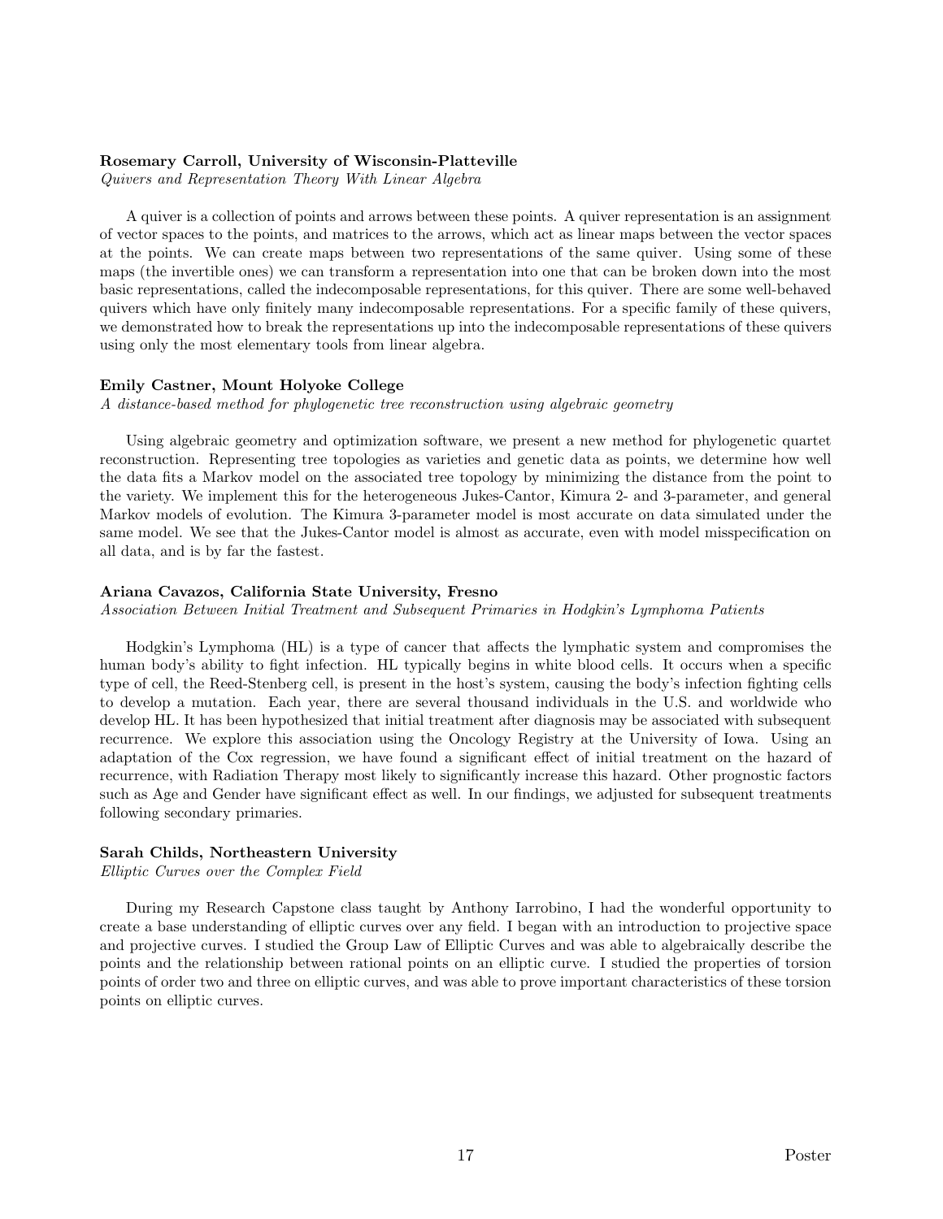**Rosemary Carroll, University of Wisconsin-Platteville**
*Quivers and Representation Theory With Linear Algebra*

A quiver is a collection of points and arrows between these points. A quiver representation is an assignment of vector spaces to the points, and matrices to the arrows, which act as linear maps between the vector spaces at the points. We can create maps between two representations of the same quiver. Using some of these maps (the invertible ones) we can transform a representation into one that can be broken down into the most basic representations, called the indecomposable representations, for this quiver. There are some well-behaved quivers which have only finitely many indecomposable representations. For a specific family of these quivers, we demonstrated how to break the representations up into the indecomposable representations of these quivers using only the most elementary tools from linear algebra.

**Emily Castner, Mount Holyoke College**
*A distance-based method for phylogenetic tree reconstruction using algebraic geometry*

Using algebraic geometry and optimization software, we present a new method for phylogenetic quartet reconstruction. Representing tree topologies as varieties and genetic data as points, we determine how well the data fits a Markov model on the associated tree topology by minimizing the distance from the point to the variety. We implement this for the heterogeneous Jukes-Cantor, Kimura 2- and 3-parameter, and general Markov models of evolution. The Kimura 3-parameter model is most accurate on data simulated under the same model. We see that the Jukes-Cantor model is almost as accurate, even with model misspecification on all data, and is by far the fastest.

**Ariana Cavazos, California State University, Fresno**
*Association Between Initial Treatment and Subsequent Primaries in Hodgkin's Lymphoma Patients*

Hodgkin's Lymphoma (HL) is a type of cancer that affects the lymphatic system and compromises the human body's ability to fight infection. HL typically begins in white blood cells. It occurs when a specific type of cell, the Reed-Stenberg cell, is present in the host's system, causing the body's infection fighting cells to develop a mutation. Each year, there are several thousand individuals in the U.S. and worldwide who develop HL. It has been hypothesized that initial treatment after diagnosis may be associated with subsequent recurrence. We explore this association using the Oncology Registry at the University of Iowa. Using an adaptation of the Cox regression, we have found a significant effect of initial treatment on the hazard of recurrence, with Radiation Therapy most likely to significantly increase this hazard. Other prognostic factors such as Age and Gender have significant effect as well. In our findings, we adjusted for subsequent treatments following secondary primaries.

**Sarah Childs, Northeastern University**
*Elliptic Curves over the Complex Field*

During my Research Capstone class taught by Anthony Iarrobino, I had the wonderful opportunity to create a base understanding of elliptic curves over any field. I began with an introduction to projective space and projective curves. I studied the Group Law of Elliptic Curves and was able to algebraically describe the points and the relationship between rational points on an elliptic curve. I studied the properties of torsion points of order two and three on elliptic curves, and was able to prove important characteristics of these torsion points on elliptic curves.

Poster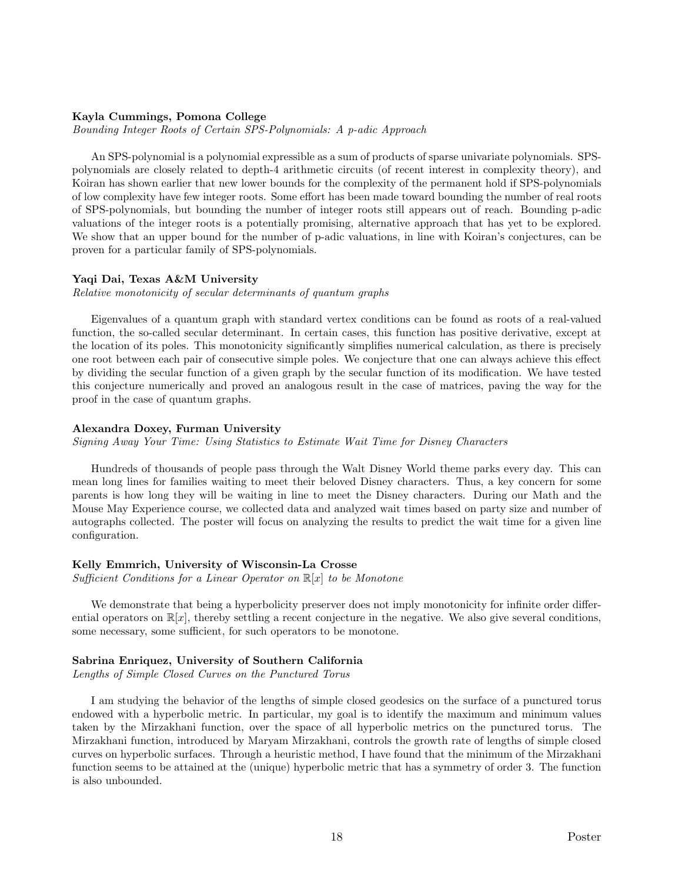**Kayla Cummings, Pomona College**

*Bounding Integer Roots of Certain SPS-Polynomials: A p-adic Approach*

An SPS-polynomial is a polynomial expressible as a sum of products of sparse univariate polynomials. SPS-polynomials are closely related to depth-4 arithmetic circuits (of recent interest in complexity theory), and Koiran has shown earlier that new lower bounds for the complexity of the permanent hold if SPS-polynomials of low complexity have few integer roots. Some effort has been made toward bounding the number of real roots of SPS-polynomials, but bounding the number of integer roots still appears out of reach. Bounding p-adic valuations of the integer roots is a potentially promising, alternative approach that has yet to be explored. We show that an upper bound for the number of p-adic valuations, in line with Koiran's conjectures, can be proven for a particular family of SPS-polynomials.

**Yaqi Dai, Texas A&M University**

*Relative monotonicity of secular determinants of quantum graphs*

Eigenvalues of a quantum graph with standard vertex conditions can be found as roots of a real-valued function, the so-called secular determinant. In certain cases, this function has positive derivative, except at the location of its poles. This monotonicity significantly simplifies numerical calculation, as there is precisely one root between each pair of consecutive simple poles. We conjecture that one can always achieve this effect by dividing the secular function of a given graph by the secular function of its modification. We have tested this conjecture numerically and proved an analogous result in the case of matrices, paving the way for the proof in the case of quantum graphs.

**Alexandra Doxey, Furman University**

*Signing Away Your Time: Using Statistics to Estimate Wait Time for Disney Characters*

Hundreds of thousands of people pass through the Walt Disney World theme parks every day. This can mean long lines for families waiting to meet their beloved Disney characters. Thus, a key concern for some parents is how long they will be waiting in line to meet the Disney characters. During our Math and the Mouse May Experience course, we collected data and analyzed wait times based on party size and number of autographs collected. The poster will focus on analyzing the results to predict the wait time for a given line configuration.

**Kelly Emmrich, University of Wisconsin-La Crosse**

*Sufficient Conditions for a Linear Operator on $\mathbb{R}[x]$ to be Monotone*

We demonstrate that being a hyperbolicity preserver does not imply monotonicity for infinite order differential operators on $\mathbb{R}[x]$, thereby settling a recent conjecture in the negative. We also give several conditions, some necessary, some sufficient, for such operators to be monotone.

**Sabrina Enriquez, University of Southern California**

*Lengths of Simple Closed Curves on the Punctured Torus*

I am studying the behavior of the lengths of simple closed geodesics on the surface of a punctured torus endowed with a hyperbolic metric. In particular, my goal is to identify the maximum and minimum values taken by the Mirzakhani function, over the space of all hyperbolic metrics on the punctured torus. The Mirzakhani function, introduced by Maryam Mirzakhani, controls the growth rate of lengths of simple closed curves on hyperbolic surfaces. Through a heuristic method, I have found that the minimum of the Mirzakhani function seems to be attained at the (unique) hyperbolic metric that has a symmetry of order 3. The function is also unbounded.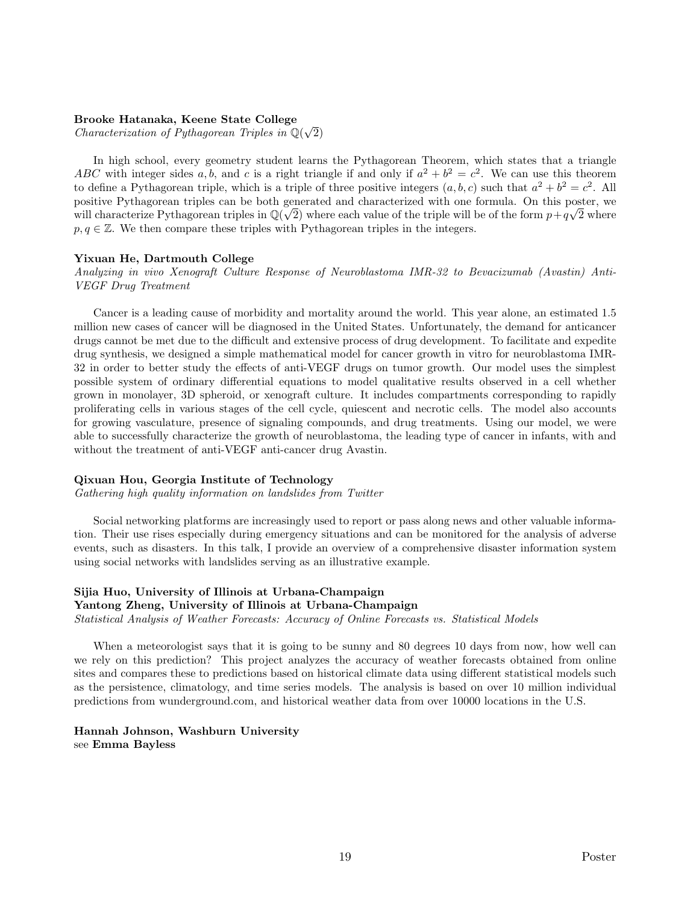**Brooke Hatanaka, Keene State College**
*Characterization of Pythagorean Triples in $\mathbb{Q}(\sqrt{2})$*

In high school, every geometry student learns the Pythagorean Theorem, which states that a triangle $ABC$ with integer sides $a, b$, and $c$ is a right triangle if and only if $a^2 + b^2 = c^2$. We can use this theorem to define a Pythagorean triple, which is a triple of three positive integers $(a, b, c)$ such that $a^2 + b^2 = c^2$. All positive Pythagorean triples can be both generated and characterized with one formula. On this poster, we will characterize Pythagorean triples in $\mathbb{Q}(\sqrt{2})$ where each value of the triple will be of the form $p + q\sqrt{2}$ where $p, q \in \mathbb{Z}$. We then compare these triples with Pythagorean triples in the integers.

**Yixuan He, Dartmouth College**
*Analyzing in vivo Xenograft Culture Response of Neuroblastoma IMR-32 to Bevacizumab (Avastin) Anti-VEGF Drug Treatment*

Cancer is a leading cause of morbidity and mortality around the world. This year alone, an estimated 1.5 million new cases of cancer will be diagnosed in the United States. Unfortunately, the demand for anticancer drugs cannot be met due to the difficult and extensive process of drug development. To facilitate and expedite drug synthesis, we designed a simple mathematical model for cancer growth in vitro for neuroblastoma IMR-32 in order to better study the effects of anti-VEGF drugs on tumor growth. Our model uses the simplest possible system of ordinary differential equations to model qualitative results observed in a cell whether grown in monolayer, 3D spheroid, or xenograft culture. It includes compartments corresponding to rapidly proliferating cells in various stages of the cell cycle, quiescent and necrotic cells. The model also accounts for growing vasculature, presence of signaling compounds, and drug treatments. Using our model, we were able to successfully characterize the growth of neuroblastoma, the leading type of cancer in infants, with and without the treatment of anti-VEGF anti-cancer drug Avastin.

**Qixuan Hou, Georgia Institute of Technology**
*Gathering high quality information on landslides from Twitter*

Social networking platforms are increasingly used to report or pass along news and other valuable information. Their use rises especially during emergency situations and can be monitored for the analysis of adverse events, such as disasters. In this talk, I provide an overview of a comprehensive disaster information system using social networks with landslides serving as an illustrative example.

**Sijia Huo, University of Illinois at Urbana-Champaign**
**Yantong Zheng, University of Illinois at Urbana-Champaign**
*Statistical Analysis of Weather Forecasts: Accuracy of Online Forecasts vs. Statistical Models*

When a meteorologist says that it is going to be sunny and 80 degrees 10 days from now, how well can we rely on this prediction? This project analyzes the accuracy of weather forecasts obtained from online sites and compares these to predictions based on historical climate data using different statistical models such as the persistence, climatology, and time series models. The analysis is based on over 10 million individual predictions from wunderground.com, and historical weather data from over 10000 locations in the U.S.

**Hannah Johnson, Washburn University**
see **Emma Bayless**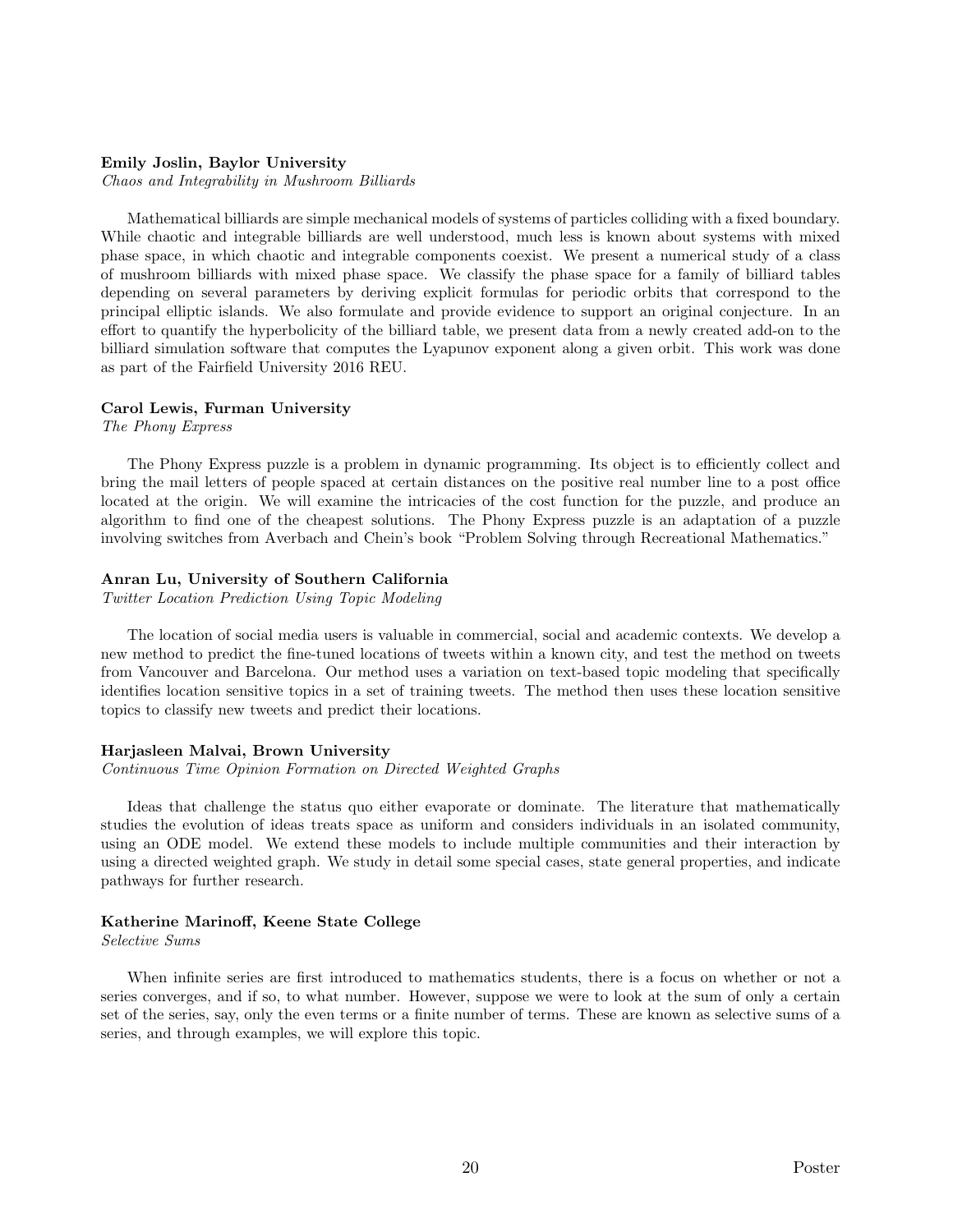**Emily Joslin, Baylor University**

*Chaos and Integrability in Mushroom Billiards*

Mathematical billiards are simple mechanical models of systems of particles colliding with a fixed boundary. While chaotic and integrable billiards are well understood, much less is known about systems with mixed phase space, in which chaotic and integrable components coexist. We present a numerical study of a class of mushroom billiards with mixed phase space. We classify the phase space for a family of billiard tables depending on several parameters by deriving explicit formulas for periodic orbits that correspond to the principal elliptic islands. We also formulate and provide evidence to support an original conjecture. In an effort to quantify the hyperbolicity of the billiard table, we present data from a newly created add-on to the billiard simulation software that computes the Lyapunov exponent along a given orbit. This work was done as part of the Fairfield University 2016 REU.

**Carol Lewis, Furman University**

*The Phony Express*

The Phony Express puzzle is a problem in dynamic programming. Its object is to efficiently collect and bring the mail letters of people spaced at certain distances on the positive real number line to a post office located at the origin. We will examine the intricacies of the cost function for the puzzle, and produce an algorithm to find one of the cheapest solutions. The Phony Express puzzle is an adaptation of a puzzle involving switches from Averbach and Chein's book "Problem Solving through Recreational Mathematics."

**Anran Lu, University of Southern California**

*Twitter Location Prediction Using Topic Modeling*

The location of social media users is valuable in commercial, social and academic contexts. We develop a new method to predict the fine-tuned locations of tweets within a known city, and test the method on tweets from Vancouver and Barcelona. Our method uses a variation on text-based topic modeling that specifically identifies location sensitive topics in a set of training tweets. The method then uses these location sensitive topics to classify new tweets and predict their locations.

**Harjasleen Malvai, Brown University**

*Continuous Time Opinion Formation on Directed Weighted Graphs*

Ideas that challenge the status quo either evaporate or dominate. The literature that mathematically studies the evolution of ideas treats space as uniform and considers individuals in an isolated community, using an ODE model. We extend these models to include multiple communities and their interaction by using a directed weighted graph. We study in detail some special cases, state general properties, and indicate pathways for further research.

**Katherine Marinoff, Keene State College**

*Selective Sums*

When infinite series are first introduced to mathematics students, there is a focus on whether or not a series converges, and if so, to what number. However, suppose we were to look at the sum of only a certain set of the series, say, only the even terms or a finite number of terms. These are known as selective sums of a series, and through examples, we will explore this topic.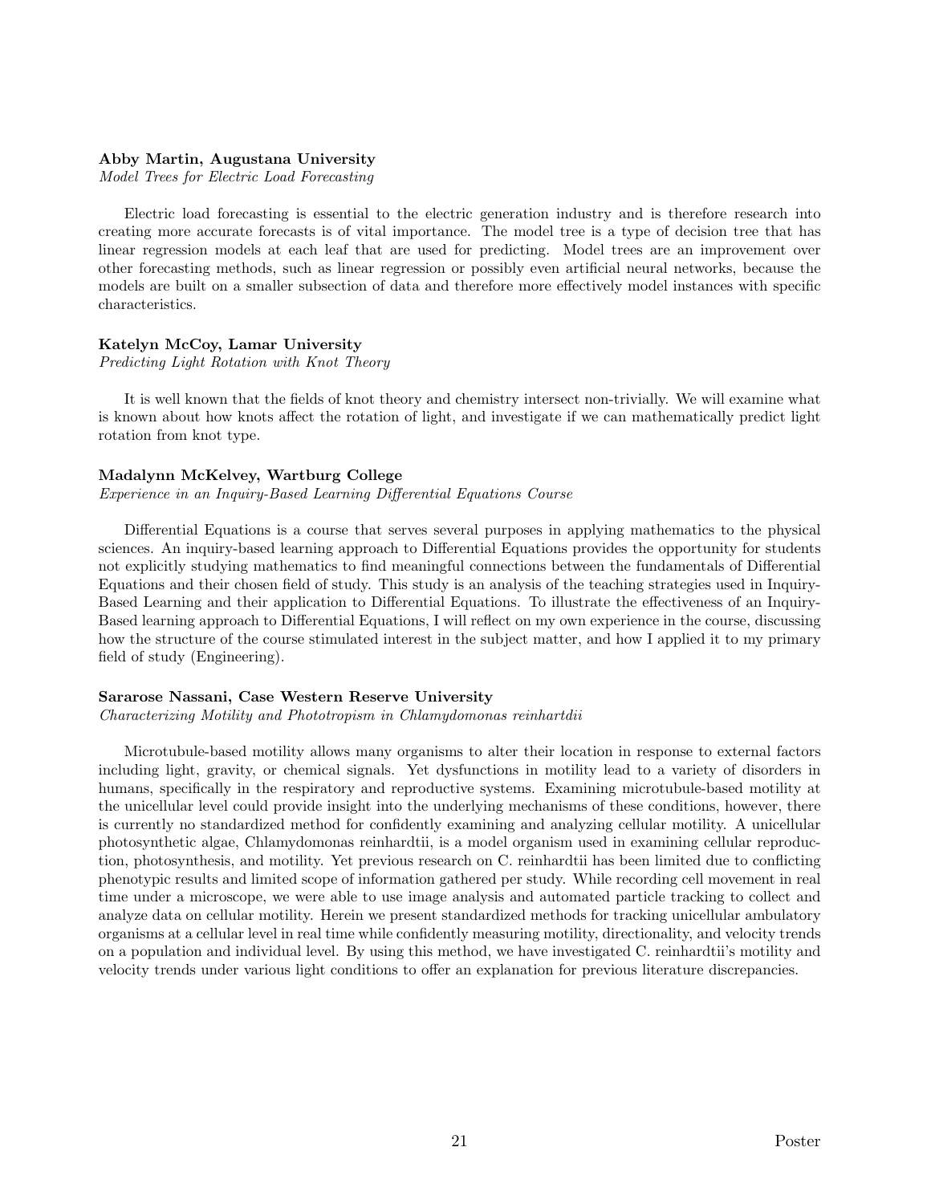**Abby Martin, Augustana University**
*Model Trees for Electric Load Forecasting*

Electric load forecasting is essential to the electric generation industry and is therefore research into creating more accurate forecasts is of vital importance. The model tree is a type of decision tree that has linear regression models at each leaf that are used for predicting. Model trees are an improvement over other forecasting methods, such as linear regression or possibly even artificial neural networks, because the models are built on a smaller subsection of data and therefore more effectively model instances with specific characteristics.

**Katelyn McCoy, Lamar University**
*Predicting Light Rotation with Knot Theory*

It is well known that the fields of knot theory and chemistry intersect non-trivially. We will examine what is known about how knots affect the rotation of light, and investigate if we can mathematically predict light rotation from knot type.

**Madalynn McKelvey, Wartburg College**
*Experience in an Inquiry-Based Learning Differential Equations Course*

Differential Equations is a course that serves several purposes in applying mathematics to the physical sciences. An inquiry-based learning approach to Differential Equations provides the opportunity for students not explicitly studying mathematics to find meaningful connections between the fundamentals of Differential Equations and their chosen field of study. This study is an analysis of the teaching strategies used in Inquiry-Based Learning and their application to Differential Equations. To illustrate the effectiveness of an Inquiry-Based learning approach to Differential Equations, I will reflect on my own experience in the course, discussing how the structure of the course stimulated interest in the subject matter, and how I applied it to my primary field of study (Engineering).

**Sararose Nassani, Case Western Reserve University**
*Characterizing Motility and Phototropism in Chlamydomonas reinhartdii*

Microtubule-based motility allows many organisms to alter their location in response to external factors including light, gravity, or chemical signals. Yet dysfunctions in motility lead to a variety of disorders in humans, specifically in the respiratory and reproductive systems. Examining microtubule-based motility at the unicellular level could provide insight into the underlying mechanisms of these conditions, however, there is currently no standardized method for confidently examining and analyzing cellular motility. A unicellular photosynthetic algae, Chlamydomonas reinhardtii, is a model organism used in examining cellular reproduction, photosynthesis, and motility. Yet previous research on C. reinhardtii has been limited due to conflicting phenotypic results and limited scope of information gathered per study. While recording cell movement in real time under a microscope, we were able to use image analysis and automated particle tracking to collect and analyze data on cellular motility. Herein we present standardized methods for tracking unicellular ambulatory organisms at a cellular level in real time while confidently measuring motility, directionality, and velocity trends on a population and individual level. By using this method, we have investigated C. reinhardtii's motility and velocity trends under various light conditions to offer an explanation for previous literature discrepancies.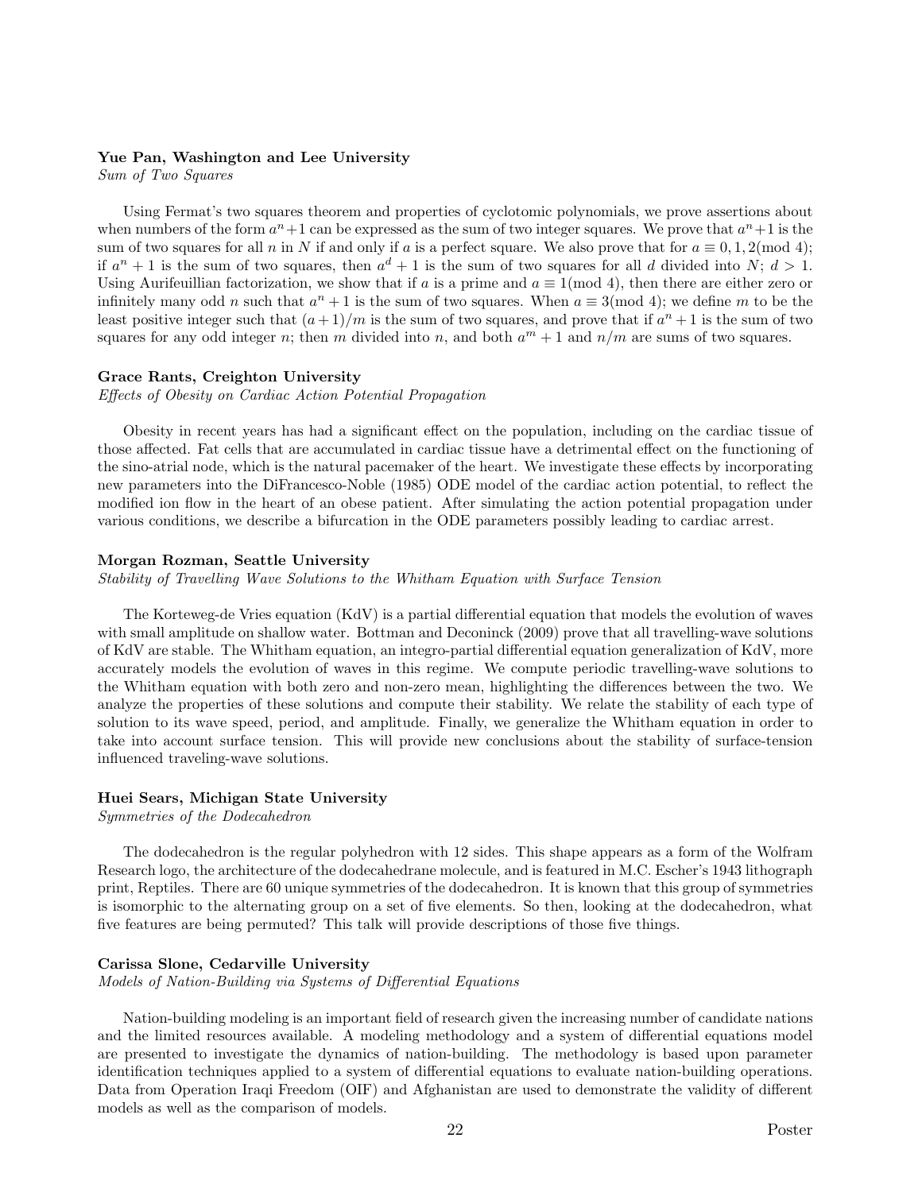**Yue Pan, Washington and Lee University**
*Sum of Two Squares*

Using Fermat's two squares theorem and properties of cyclotomic polynomials, we prove assertions about when numbers of the form $a^n+1$ can be expressed as the sum of two integer squares. We prove that $a^n+1$ is the sum of two squares for all $n$ in $N$ if and only if $a$ is a perfect square. We also prove that for $a \equiv 0, 1, 2 (\mathrm{mod}\ 4)$; if $a^n + 1$ is the sum of two squares, then $a^d + 1$ is the sum of two squares for all $d$ divided into $N$; $d > 1$. Using Aurifeuillian factorization, we show that if $a$ is a prime and $a \equiv 1 (\mathrm{mod}\ 4)$, then there are either zero or infinitely many odd $n$ such that $a^n + 1$ is the sum of two squares. When $a \equiv 3 (\mathrm{mod}\ 4)$; we define $m$ to be the least positive integer such that $(a + 1)/m$ is the sum of two squares, and prove that if $a^n + 1$ is the sum of two squares for any odd integer $n$; then $m$ divided into $n$, and both $a^m + 1$ and $n/m$ are sums of two squares.

**Grace Rants, Creighton University**
*Effects of Obesity on Cardiac Action Potential Propagation*

Obesity in recent years has had a significant effect on the population, including on the cardiac tissue of those affected. Fat cells that are accumulated in cardiac tissue have a detrimental effect on the functioning of the sino-atrial node, which is the natural pacemaker of the heart. We investigate these effects by incorporating new parameters into the DiFrancesco-Noble (1985) ODE model of the cardiac action potential, to reflect the modified ion flow in the heart of an obese patient. After simulating the action potential propagation under various conditions, we describe a bifurcation in the ODE parameters possibly leading to cardiac arrest.

**Morgan Rozman, Seattle University**
*Stability of Travelling Wave Solutions to the Whitham Equation with Surface Tension*

The Korteweg-de Vries equation (KdV) is a partial differential equation that models the evolution of waves with small amplitude on shallow water. Bottman and Deconinck (2009) prove that all travelling-wave solutions of KdV are stable. The Whitham equation, an integro-partial differential equation generalization of KdV, more accurately models the evolution of waves in this regime. We compute periodic travelling-wave solutions to the Whitham equation with both zero and non-zero mean, highlighting the differences between the two. We analyze the properties of these solutions and compute their stability. We relate the stability of each type of solution to its wave speed, period, and amplitude. Finally, we generalize the Whitham equation in order to take into account surface tension. This will provide new conclusions about the stability of surface-tension influenced traveling-wave solutions.

**Huei Sears, Michigan State University**
*Symmetries of the Dodecahedron*

The dodecahedron is the regular polyhedron with 12 sides. This shape appears as a form of the Wolfram Research logo, the architecture of the dodecahedrane molecule, and is featured in M.C. Escher's 1943 lithograph print, Reptiles. There are 60 unique symmetries of the dodecahedron. It is known that this group of symmetries is isomorphic to the alternating group on a set of five elements. So then, looking at the dodecahedron, what five features are being permuted? This talk will provide descriptions of those five things.

**Carissa Slone, Cedarville University**
*Models of Nation-Building via Systems of Differential Equations*

Nation-building modeling is an important field of research given the increasing number of candidate nations and the limited resources available. A modeling methodology and a system of differential equations model are presented to investigate the dynamics of nation-building. The methodology is based upon parameter identification techniques applied to a system of differential equations to evaluate nation-building operations. Data from Operation Iraqi Freedom (OIF) and Afghanistan are used to demonstrate the validity of different models as well as the comparison of models.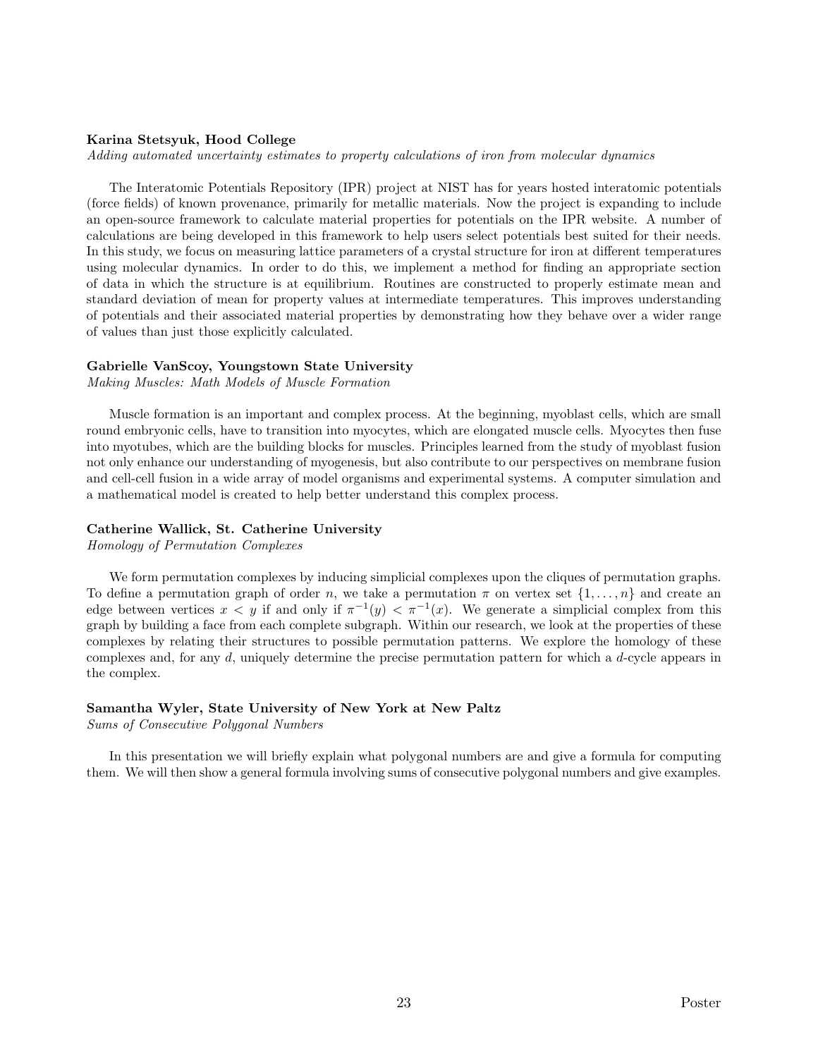**Karina Stetsyuk, Hood College**

*Adding automated uncertainty estimates to property calculations of iron from molecular dynamics*

The Interatomic Potentials Repository (IPR) project at NIST has for years hosted interatomic potentials (force fields) of known provenance, primarily for metallic materials. Now the project is expanding to include an open-source framework to calculate material properties for potentials on the IPR website. A number of calculations are being developed in this framework to help users select potentials best suited for their needs. In this study, we focus on measuring lattice parameters of a crystal structure for iron at different temperatures using molecular dynamics. In order to do this, we implement a method for finding an appropriate section of data in which the structure is at equilibrium. Routines are constructed to properly estimate mean and standard deviation of mean for property values at intermediate temperatures. This improves understanding of potentials and their associated material properties by demonstrating how they behave over a wider range of values than just those explicitly calculated.

**Gabrielle VanScoy, Youngstown State University**

*Making Muscles: Math Models of Muscle Formation*

Muscle formation is an important and complex process. At the beginning, myoblast cells, which are small round embryonic cells, have to transition into myocytes, which are elongated muscle cells. Myocytes then fuse into myotubes, which are the building blocks for muscles. Principles learned from the study of myoblast fusion not only enhance our understanding of myogenesis, but also contribute to our perspectives on membrane fusion and cell-cell fusion in a wide array of model organisms and experimental systems. A computer simulation and a mathematical model is created to help better understand this complex process.

**Catherine Wallick, St. Catherine University**

*Homology of Permutation Complexes*

We form permutation complexes by inducing simplicial complexes upon the cliques of permutation graphs. To define a permutation graph of order $n$, we take a permutation $\pi$ on vertex set $\{1, \ldots, n\}$ and create an edge between vertices $x < y$ if and only if $\pi^{-1}(y) < \pi^{-1}(x)$. We generate a simplicial complex from this graph by building a face from each complete subgraph. Within our research, we look at the properties of these complexes by relating their structures to possible permutation patterns. We explore the homology of these complexes and, for any $d$, uniquely determine the precise permutation pattern for which a $d$-cycle appears in the complex.

**Samantha Wyler, State University of New York at New Paltz**

*Sums of Consecutive Polygonal Numbers*

In this presentation we will briefly explain what polygonal numbers are and give a formula for computing them. We will then show a general formula involving sums of consecutive polygonal numbers and give examples.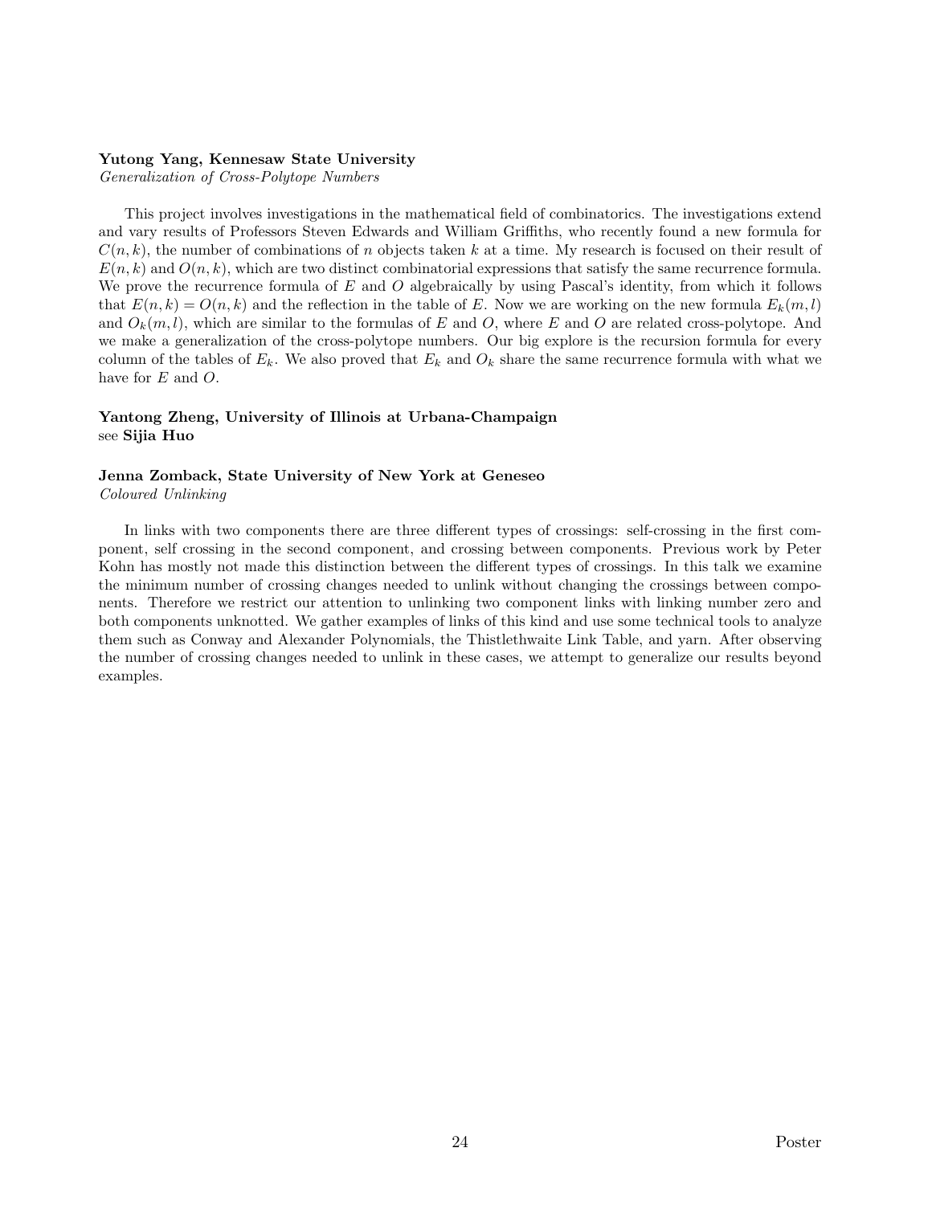**Yutong Yang, Kennesaw State University**
*Generalization of Cross-Polytope Numbers*

This project involves investigations in the mathematical field of combinatorics. The investigations extend and vary results of Professors Steven Edwards and William Griffiths, who recently found a new formula for $C(n, k)$, the number of combinations of $n$ objects taken $k$ at a time. My research is focused on their result of $E(n, k)$ and $O(n, k)$, which are two distinct combinatorial expressions that satisfy the same recurrence formula. We prove the recurrence formula of $E$ and $O$ algebraically by using Pascal's identity, from which it follows that $E(n, k) = O(n, k)$ and the reflection in the table of $E$. Now we are working on the new formula $E_k(m, l)$ and $O_k(m, l)$, which are similar to the formulas of $E$ and $O$, where $E$ and $O$ are related cross-polytope. And we make a generalization of the cross-polytope numbers. Our big explore is the recursion formula for every column of the tables of $E_k$. We also proved that $E_k$ and $O_k$ share the same recurrence formula with what we have for $E$ and $O$.

**Yantong Zheng, University of Illinois at Urbana-Champaign**
see **Sijia Huo**

**Jenna Zomback, State University of New York at Geneseo**
*Coloured Unlinking*

In links with two components there are three different types of crossings: self-crossing in the first component, self crossing in the second component, and crossing between components. Previous work by Peter Kohn has mostly not made this distinction between the different types of crossings. In this talk we examine the minimum number of crossing changes needed to unlink without changing the crossings between components. Therefore we restrict our attention to unlinking two component links with linking number zero and both components unknotted. We gather examples of links of this kind and use some technical tools to analyze them such as Conway and Alexander Polynomials, the Thistlethwaite Link Table, and yarn. After observing the number of crossing changes needed to unlink in these cases, we attempt to generalize our results beyond examples.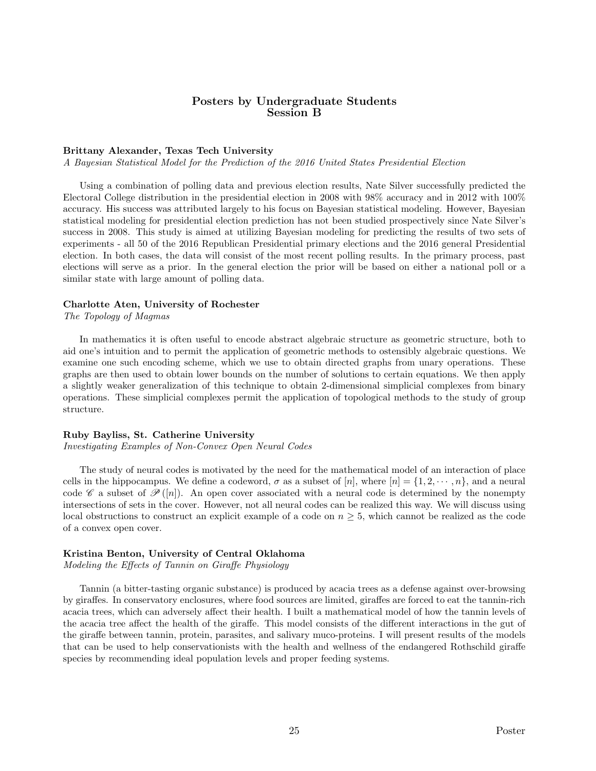## Posters by Undergraduate Students
## Session B

**Brittany Alexander, Texas Tech University**
*A Bayesian Statistical Model for the Prediction of the 2016 United States Presidential Election*

Using a combination of polling data and previous election results, Nate Silver successfully predicted the Electoral College distribution in the presidential election in 2008 with 98% accuracy and in 2012 with 100% accuracy. His success was attributed largely to his focus on Bayesian statistical modeling. However, Bayesian statistical modeling for presidential election prediction has not been studied prospectively since Nate Silver's success in 2008. This study is aimed at utilizing Bayesian modeling for predicting the results of two sets of experiments - all 50 of the 2016 Republican Presidential primary elections and the 2016 general Presidential election. In both cases, the data will consist of the most recent polling results. In the primary process, past elections will serve as a prior. In the general election the prior will be based on either a national poll or a similar state with large amount of polling data.

**Charlotte Aten, University of Rochester**
*The Topology of Magmas*

In mathematics it is often useful to encode abstract algebraic structure as geometric structure, both to aid one's intuition and to permit the application of geometric methods to ostensibly algebraic questions. We examine one such encoding scheme, which we use to obtain directed graphs from unary operations. These graphs are then used to obtain lower bounds on the number of solutions to certain equations. We then apply a slightly weaker generalization of this technique to obtain 2-dimensional simplicial complexes from binary operations. These simplicial complexes permit the application of topological methods to the study of group structure.

**Ruby Bayliss, St. Catherine University**
*Investigating Examples of Non-Convex Open Neural Codes*

The study of neural codes is motivated by the need for the mathematical model of an interaction of place cells in the hippocampus. We define a codeword, $\sigma$ as a subset of $[n]$, where $[n] = \{1, 2, \cdots, n\}$, and a neural code $\mathscr{C}$ a subset of $\mathscr{P}([n])$. An open cover associated with a neural code is determined by the nonempty intersections of sets in the cover. However, not all neural codes can be realized this way. We will discuss using local obstructions to construct an explicit example of a code on $n \geq 5$, which cannot be realized as the code of a convex open cover.

**Kristina Benton, University of Central Oklahoma**
*Modeling the Effects of Tannin on Giraffe Physiology*

Tannin (a bitter-tasting organic substance) is produced by acacia trees as a defense against over-browsing by giraffes. In conservatory enclosures, where food sources are limited, giraffes are forced to eat the tannin-rich acacia trees, which can adversely affect their health. I built a mathematical model of how the tannin levels of the acacia tree affect the health of the giraffe. This model consists of the different interactions in the gut of the giraffe between tannin, protein, parasites, and salivary muco-proteins. I will present results of the models that can be used to help conservationists with the health and wellness of the endangered Rothschild giraffe species by recommending ideal population levels and proper feeding systems.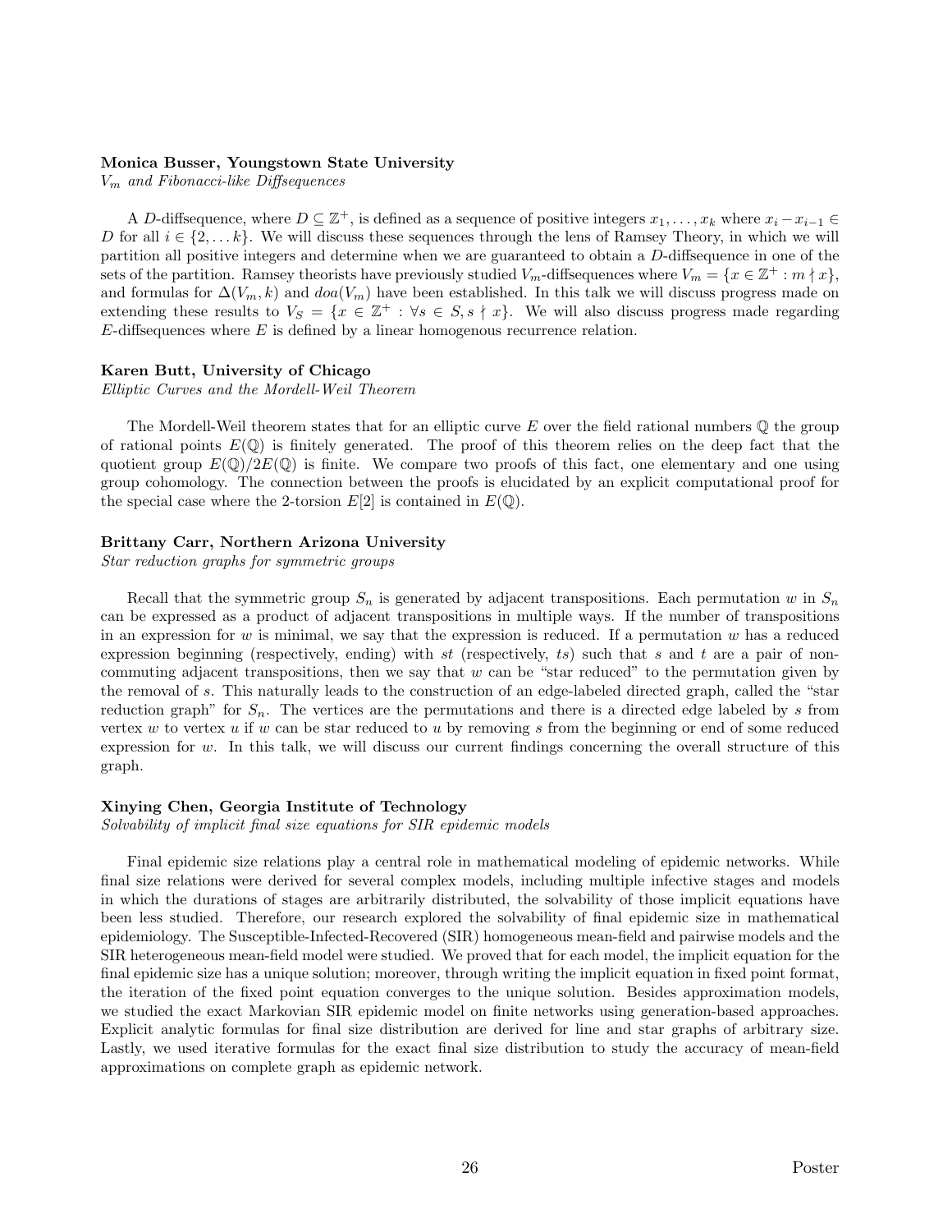**Monica Busser, Youngstown State University**

*$V_m$ and Fibonacci-like Diffsequences*

A $D$-diffsequence, where $D \subseteq \mathbb{Z}^+$, is defined as a sequence of positive integers $x_1, \ldots, x_k$ where $x_i - x_{i-1} \in D$ for all $i \in \{2, \ldots k\}$. We will discuss these sequences through the lens of Ramsey Theory, in which we will partition all positive integers and determine when we are guaranteed to obtain a $D$-diffsequence in one of the sets of the partition. Ramsey theorists have previously studied $V_m$-diffsequences where $V_m = \{x \in \mathbb{Z}^+ : m \nmid x\}$, and formulas for $\Delta(V_m, k)$ and $doa(V_m)$ have been established. In this talk we will discuss progress made on extending these results to $V_S = \{x \in \mathbb{Z}^+ : \forall s \in S, s \nmid x\}$. We will also discuss progress made regarding $E$-diffsequences where $E$ is defined by a linear homogenous recurrence relation.

**Karen Butt, University of Chicago**

*Elliptic Curves and the Mordell-Weil Theorem*

The Mordell-Weil theorem states that for an elliptic curve $E$ over the field rational numbers $\mathbb{Q}$ the group of rational points $E(\mathbb{Q})$ is finitely generated. The proof of this theorem relies on the deep fact that the quotient group $E(\mathbb{Q})/2E(\mathbb{Q})$ is finite. We compare two proofs of this fact, one elementary and one using group cohomology. The connection between the proofs is elucidated by an explicit computational proof for the special case where the 2-torsion $E[2]$ is contained in $E(\mathbb{Q})$.

**Brittany Carr, Northern Arizona University**

*Star reduction graphs for symmetric groups*

Recall that the symmetric group $S_n$ is generated by adjacent transpositions. Each permutation $w$ in $S_n$ can be expressed as a product of adjacent transpositions in multiple ways. If the number of transpositions in an expression for $w$ is minimal, we say that the expression is reduced. If a permutation $w$ has a reduced expression beginning (respectively, ending) with $st$ (respectively, $ts$) such that $s$ and $t$ are a pair of non-commuting adjacent transpositions, then we say that $w$ can be "star reduced" to the permutation given by the removal of $s$. This naturally leads to the construction of an edge-labeled directed graph, called the "star reduction graph" for $S_n$. The vertices are the permutations and there is a directed edge labeled by $s$ from vertex $w$ to vertex $u$ if $w$ can be star reduced to $u$ by removing $s$ from the beginning or end of some reduced expression for $w$. In this talk, we will discuss our current findings concerning the overall structure of this graph.

**Xinying Chen, Georgia Institute of Technology**

*Solvability of implicit final size equations for SIR epidemic models*

Final epidemic size relations play a central role in mathematical modeling of epidemic networks. While final size relations were derived for several complex models, including multiple infective stages and models in which the durations of stages are arbitrarily distributed, the solvability of those implicit equations have been less studied. Therefore, our research explored the solvability of final epidemic size in mathematical epidemiology. The Susceptible-Infected-Recovered (SIR) homogeneous mean-field and pairwise models and the SIR heterogeneous mean-field model were studied. We proved that for each model, the implicit equation for the final epidemic size has a unique solution; moreover, through writing the implicit equation in fixed point format, the iteration of the fixed point equation converges to the unique solution. Besides approximation models, we studied the exact Markovian SIR epidemic model on finite networks using generation-based approaches. Explicit analytic formulas for final size distribution are derived for line and star graphs of arbitrary size. Lastly, we used iterative formulas for the exact final size distribution to study the accuracy of mean-field approximations on complete graph as epidemic network.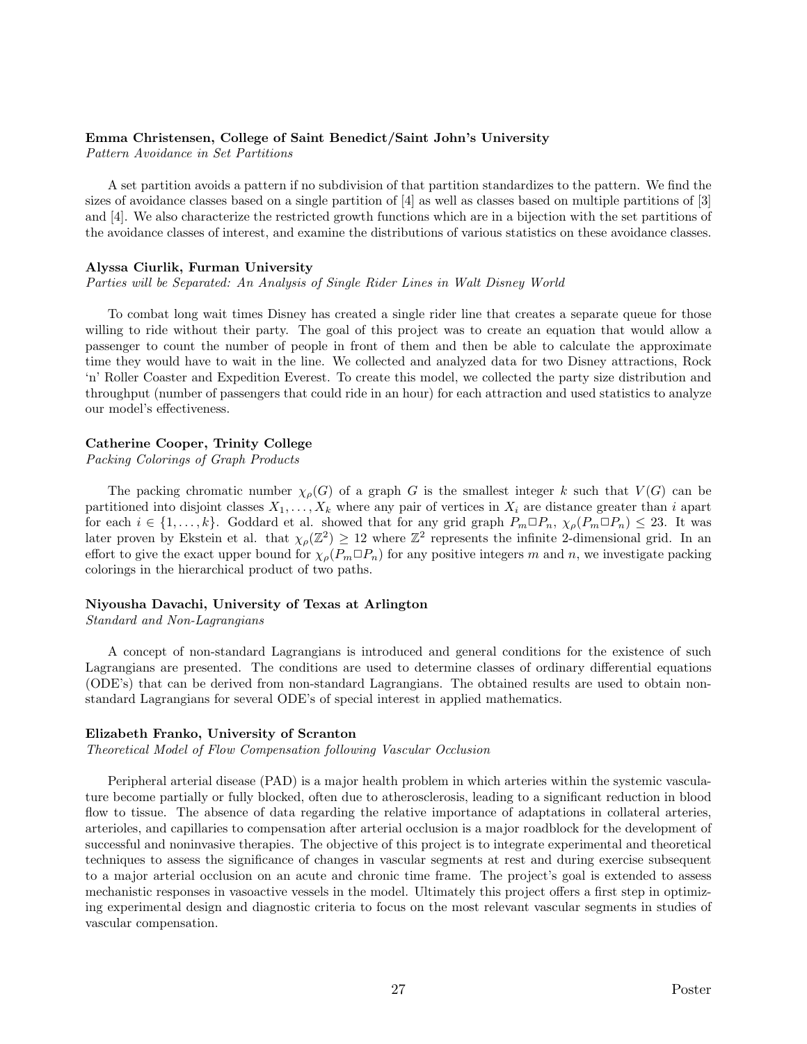**Emma Christensen, College of Saint Benedict/Saint John's University**
*Pattern Avoidance in Set Partitions*

A set partition avoids a pattern if no subdivision of that partition standardizes to the pattern. We find the sizes of avoidance classes based on a single partition of [4] as well as classes based on multiple partitions of [3] and [4]. We also characterize the restricted growth functions which are in a bijection with the set partitions of the avoidance classes of interest, and examine the distributions of various statistics on these avoidance classes.

**Alyssa Ciurlik, Furman University**
*Parties will be Separated: An Analysis of Single Rider Lines in Walt Disney World*

To combat long wait times Disney has created a single rider line that creates a separate queue for those willing to ride without their party. The goal of this project was to create an equation that would allow a passenger to count the number of people in front of them and then be able to calculate the approximate time they would have to wait in the line. We collected and analyzed data for two Disney attractions, Rock 'n' Roller Coaster and Expedition Everest. To create this model, we collected the party size distribution and throughput (number of passengers that could ride in an hour) for each attraction and used statistics to analyze our model's effectiveness.

**Catherine Cooper, Trinity College**
*Packing Colorings of Graph Products*

The packing chromatic number $\chi_\rho(G)$ of a graph $G$ is the smallest integer $k$ such that $V(G)$ can be partitioned into disjoint classes $X_1, \ldots, X_k$ where any pair of vertices in $X_i$ are distance greater than $i$ apart for each $i \in \{1, \ldots, k\}$. Goddard et al. showed that for any grid graph $P_m \Box P_n$, $\chi_\rho(P_m \Box P_n) \leq 23$. It was later proven by Ekstein et al. that $\chi_\rho(\mathbb{Z}^2) \geq 12$ where $\mathbb{Z}^2$ represents the infinite 2-dimensional grid. In an effort to give the exact upper bound for $\chi_\rho(P_m \Box P_n)$ for any positive integers $m$ and $n$, we investigate packing colorings in the hierarchical product of two paths.

**Niyousha Davachi, University of Texas at Arlington**
*Standard and Non-Lagrangians*

A concept of non-standard Lagrangians is introduced and general conditions for the existence of such Lagrangians are presented. The conditions are used to determine classes of ordinary differential equations (ODE's) that can be derived from non-standard Lagrangians. The obtained results are used to obtain non-standard Lagrangians for several ODE's of special interest in applied mathematics.

**Elizabeth Franko, University of Scranton**
*Theoretical Model of Flow Compensation following Vascular Occlusion*

Peripheral arterial disease (PAD) is a major health problem in which arteries within the systemic vasculature become partially or fully blocked, often due to atherosclerosis, leading to a significant reduction in blood flow to tissue. The absence of data regarding the relative importance of adaptations in collateral arteries, arterioles, and capillaries to compensation after arterial occlusion is a major roadblock for the development of successful and noninvasive therapies. The objective of this project is to integrate experimental and theoretical techniques to assess the significance of changes in vascular segments at rest and during exercise subsequent to a major arterial occlusion on an acute and chronic time frame. The project's goal is extended to assess mechanistic responses in vasoactive vessels in the model. Ultimately this project offers a first step in optimizing experimental design and diagnostic criteria to focus on the most relevant vascular segments in studies of vascular compensation.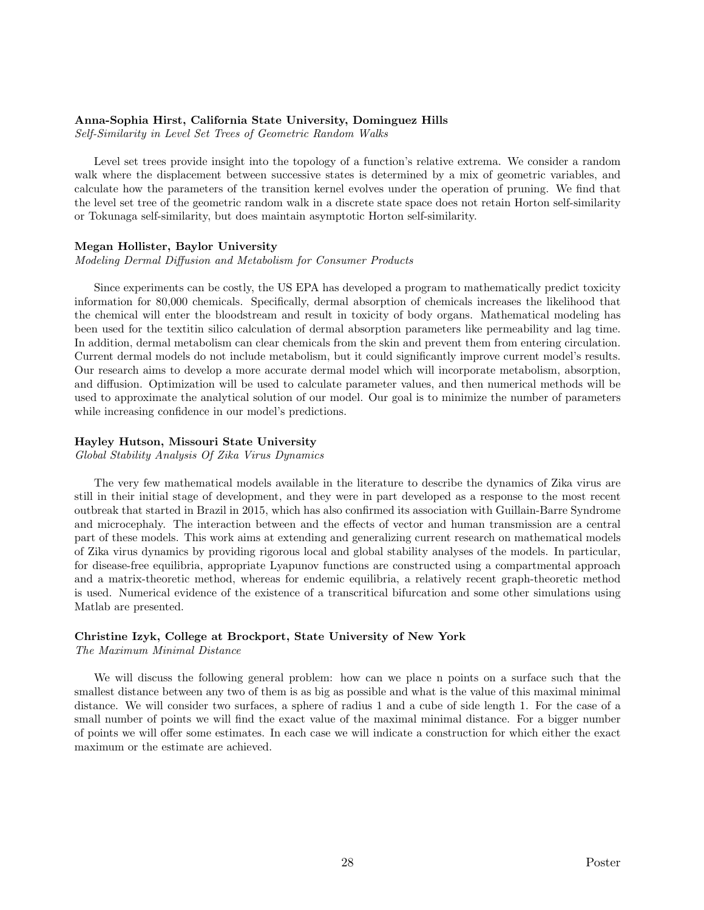**Anna-Sophia Hirst, California State University, Dominguez Hills**
*Self-Similarity in Level Set Trees of Geometric Random Walks*

Level set trees provide insight into the topology of a function's relative extrema. We consider a random walk where the displacement between successive states is determined by a mix of geometric variables, and calculate how the parameters of the transition kernel evolves under the operation of pruning. We find that the level set tree of the geometric random walk in a discrete state space does not retain Horton self-similarity or Tokunaga self-similarity, but does maintain asymptotic Horton self-similarity.

**Megan Hollister, Baylor University**
*Modeling Dermal Diffusion and Metabolism for Consumer Products*

Since experiments can be costly, the US EPA has developed a program to mathematically predict toxicity information for 80,000 chemicals. Specifically, dermal absorption of chemicals increases the likelihood that the chemical will enter the bloodstream and result in toxicity of body organs. Mathematical modeling has been used for the textitin silico calculation of dermal absorption parameters like permeability and lag time. In addition, dermal metabolism can clear chemicals from the skin and prevent them from entering circulation. Current dermal models do not include metabolism, but it could significantly improve current model's results. Our research aims to develop a more accurate dermal model which will incorporate metabolism, absorption, and diffusion. Optimization will be used to calculate parameter values, and then numerical methods will be used to approximate the analytical solution of our model. Our goal is to minimize the number of parameters while increasing confidence in our model's predictions.

**Hayley Hutson, Missouri State University**
*Global Stability Analysis Of Zika Virus Dynamics*

The very few mathematical models available in the literature to describe the dynamics of Zika virus are still in their initial stage of development, and they were in part developed as a response to the most recent outbreak that started in Brazil in 2015, which has also confirmed its association with Guillain-Barre Syndrome and microcephaly. The interaction between and the effects of vector and human transmission are a central part of these models. This work aims at extending and generalizing current research on mathematical models of Zika virus dynamics by providing rigorous local and global stability analyses of the models. In particular, for disease-free equilibria, appropriate Lyapunov functions are constructed using a compartmental approach and a matrix-theoretic method, whereas for endemic equilibria, a relatively recent graph-theoretic method is used. Numerical evidence of the existence of a transcritical bifurcation and some other simulations using Matlab are presented.

**Christine Izyk, College at Brockport, State University of New York**
*The Maximum Minimal Distance*

We will discuss the following general problem: how can we place n points on a surface such that the smallest distance between any two of them is as big as possible and what is the value of this maximal minimal distance. We will consider two surfaces, a sphere of radius 1 and a cube of side length 1. For the case of a small number of points we will find the exact value of the maximal minimal distance. For a bigger number of points we will offer some estimates. In each case we will indicate a construction for which either the exact maximum or the estimate are achieved.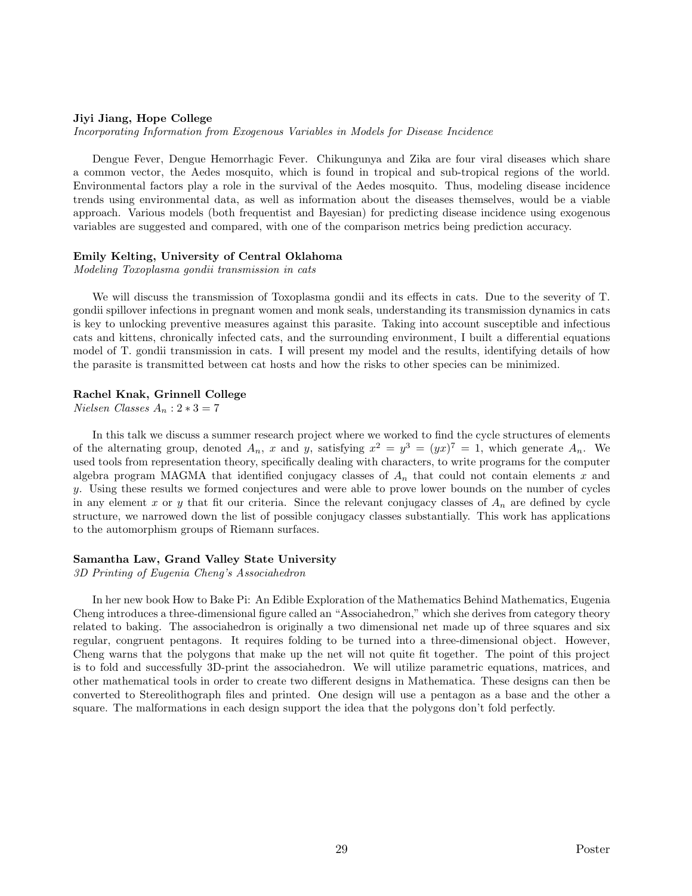**Jiyi Jiang, Hope College**
*Incorporating Information from Exogenous Variables in Models for Disease Incidence*

Dengue Fever, Dengue Hemorrhagic Fever. Chikungunya and Zika are four viral diseases which share a common vector, the Aedes mosquito, which is found in tropical and sub-tropical regions of the world. Environmental factors play a role in the survival of the Aedes mosquito. Thus, modeling disease incidence trends using environmental data, as well as information about the diseases themselves, would be a viable approach. Various models (both frequentist and Bayesian) for predicting disease incidence using exogenous variables are suggested and compared, with one of the comparison metrics being prediction accuracy.

**Emily Kelting, University of Central Oklahoma**
*Modeling Toxoplasma gondii transmission in cats*

We will discuss the transmission of Toxoplasma gondii and its effects in cats. Due to the severity of T. gondii spillover infections in pregnant women and monk seals, understanding its transmission dynamics in cats is key to unlocking preventive measures against this parasite. Taking into account susceptible and infectious cats and kittens, chronically infected cats, and the surrounding environment, I built a differential equations model of T. gondii transmission in cats. I will present my model and the results, identifying details of how the parasite is transmitted between cat hosts and how the risks to other species can be minimized.

**Rachel Knak, Grinnell College**
*Nielsen Classes $A_n : 2 * 3 = 7$*

In this talk we discuss a summer research project where we worked to find the cycle structures of elements of the alternating group, denoted $A_n$, $x$ and $y$, satisfying $x^2 = y^3 = (yx)^7 = 1$, which generate $A_n$. We used tools from representation theory, specifically dealing with characters, to write programs for the computer algebra program MAGMA that identified conjugacy classes of $A_n$ that could not contain elements $x$ and $y$. Using these results we formed conjectures and were able to prove lower bounds on the number of cycles in any element $x$ or $y$ that fit our criteria. Since the relevant conjugacy classes of $A_n$ are defined by cycle structure, we narrowed down the list of possible conjugacy classes substantially. This work has applications to the automorphism groups of Riemann surfaces.

**Samantha Law, Grand Valley State University**
*3D Printing of Eugenia Cheng's Associahedron*

In her new book How to Bake Pi: An Edible Exploration of the Mathematics Behind Mathematics, Eugenia Cheng introduces a three-dimensional figure called an "Associahedron," which she derives from category theory related to baking. The associahedron is originally a two dimensional net made up of three squares and six regular, congruent pentagons. It requires folding to be turned into a three-dimensional object. However, Cheng warns that the polygons that make up the net will not quite fit together. The point of this project is to fold and successfully 3D-print the associahedron. We will utilize parametric equations, matrices, and other mathematical tools in order to create two different designs in Mathematica. These designs can then be converted to Stereolithograph files and printed. One design will use a pentagon as a base and the other a square. The malformations in each design support the idea that the polygons don't fold perfectly.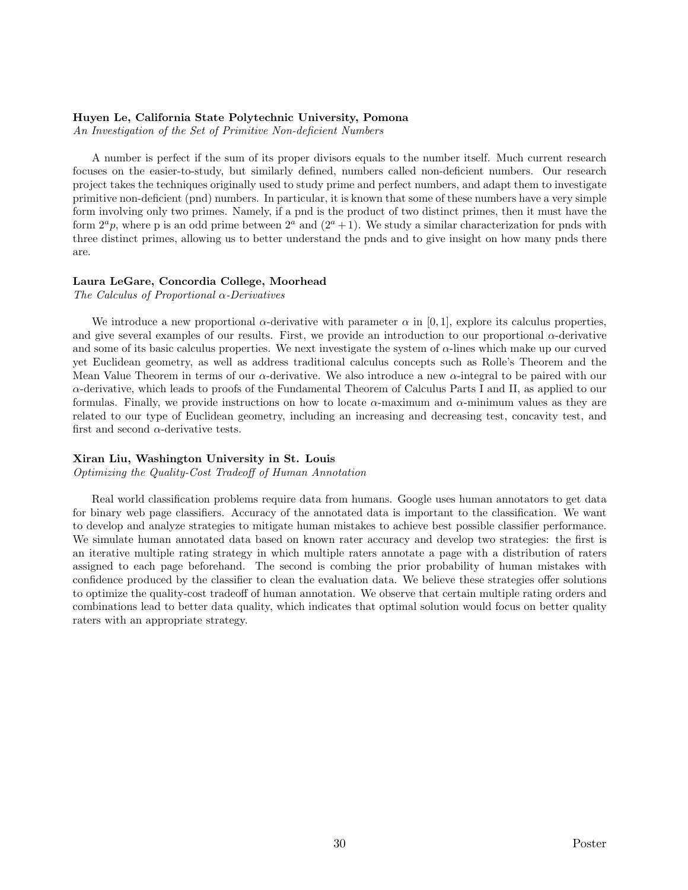**Huyen Le, California State Polytechnic University, Pomona**

*An Investigation of the Set of Primitive Non-deficient Numbers*

A number is perfect if the sum of its proper divisors equals to the number itself. Much current research focuses on the easier-to-study, but similarly defined, numbers called non-deficient numbers. Our research project takes the techniques originally used to study prime and perfect numbers, and adapt them to investigate primitive non-deficient (pnd) numbers. In particular, it is known that some of these numbers have a very simple form involving only two primes. Namely, if a pnd is the product of two distinct primes, then it must have the form $2^a p$, where p is an odd prime between $2^a$ and $(2^a + 1)$. We study a similar characterization for pnds with three distinct primes, allowing us to better understand the pnds and to give insight on how many pnds there are.

**Laura LeGare, Concordia College, Moorhead**

*The Calculus of Proportional $\alpha$-Derivatives*

We introduce a new proportional $\alpha$-derivative with parameter $\alpha$ in $[0, 1]$, explore its calculus properties, and give several examples of our results. First, we provide an introduction to our proportional $\alpha$-derivative and some of its basic calculus properties. We next investigate the system of $\alpha$-lines which make up our curved yet Euclidean geometry, as well as address traditional calculus concepts such as Rolle's Theorem and the Mean Value Theorem in terms of our $\alpha$-derivative. We also introduce a new $\alpha$-integral to be paired with our $\alpha$-derivative, which leads to proofs of the Fundamental Theorem of Calculus Parts I and II, as applied to our formulas. Finally, we provide instructions on how to locate $\alpha$-maximum and $\alpha$-minimum values as they are related to our type of Euclidean geometry, including an increasing and decreasing test, concavity test, and first and second $\alpha$-derivative tests.

**Xiran Liu, Washington University in St. Louis**

*Optimizing the Quality-Cost Tradeoff of Human Annotation*

Real world classification problems require data from humans. Google uses human annotators to get data for binary web page classifiers. Accuracy of the annotated data is important to the classification. We want to develop and analyze strategies to mitigate human mistakes to achieve best possible classifier performance. We simulate human annotated data based on known rater accuracy and develop two strategies: the first is an iterative multiple rating strategy in which multiple raters annotate a page with a distribution of raters assigned to each page beforehand. The second is combing the prior probability of human mistakes with confidence produced by the classifier to clean the evaluation data. We believe these strategies offer solutions to optimize the quality-cost tradeoff of human annotation. We observe that certain multiple rating orders and combinations lead to better data quality, which indicates that optimal solution would focus on better quality raters with an appropriate strategy.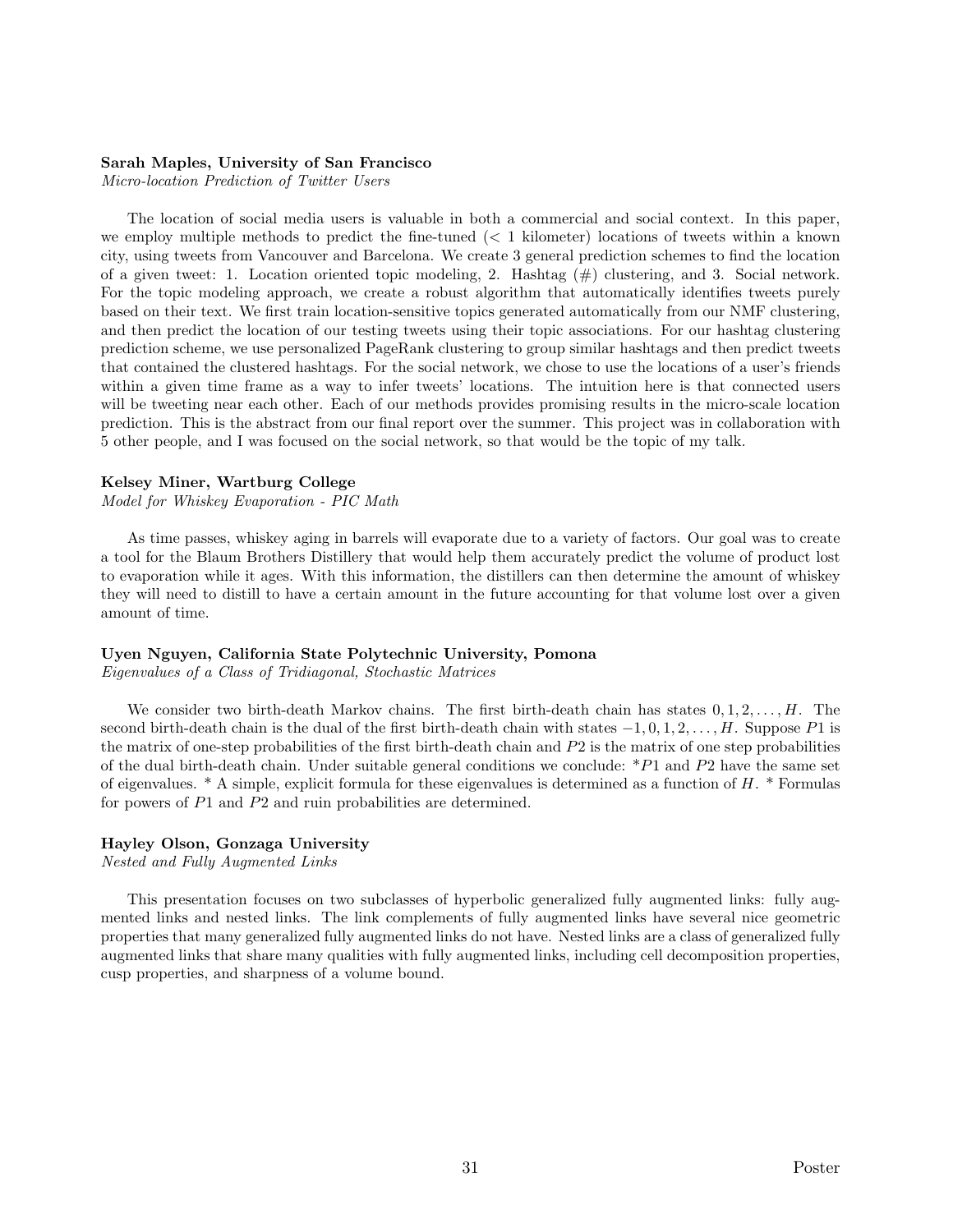**Sarah Maples, University of San Francisco**
*Micro-location Prediction of Twitter Users*

The location of social media users is valuable in both a commercial and social context. In this paper, we employ multiple methods to predict the fine-tuned ($< 1$ kilometer) locations of tweets within a known city, using tweets from Vancouver and Barcelona. We create 3 general prediction schemes to find the location of a given tweet: 1. Location oriented topic modeling, 2. Hashtag (#) clustering, and 3. Social network. For the topic modeling approach, we create a robust algorithm that automatically identifies tweets purely based on their text. We first train location-sensitive topics generated automatically from our NMF clustering, and then predict the location of our testing tweets using their topic associations. For our hashtag clustering prediction scheme, we use personalized PageRank clustering to group similar hashtags and then predict tweets that contained the clustered hashtags. For the social network, we chose to use the locations of a user's friends within a given time frame as a way to infer tweets' locations. The intuition here is that connected users will be tweeting near each other. Each of our methods provides promising results in the micro-scale location prediction. This is the abstract from our final report over the summer. This project was in collaboration with 5 other people, and I was focused on the social network, so that would be the topic of my talk.

**Kelsey Miner, Wartburg College**
*Model for Whiskey Evaporation - PIC Math*

As time passes, whiskey aging in barrels will evaporate due to a variety of factors. Our goal was to create a tool for the Blaum Brothers Distillery that would help them accurately predict the volume of product lost to evaporation while it ages. With this information, the distillers can then determine the amount of whiskey they will need to distill to have a certain amount in the future accounting for that volume lost over a given amount of time.

**Uyen Nguyen, California State Polytechnic University, Pomona**
*Eigenvalues of a Class of Tridiagonal, Stochastic Matrices*

We consider two birth-death Markov chains. The first birth-death chain has states $0, 1, 2, \ldots, H$. The second birth-death chain is the dual of the first birth-death chain with states $-1, 0, 1, 2, \ldots, H$. Suppose $P1$ is the matrix of one-step probabilities of the first birth-death chain and $P2$ is the matrix of one step probabilities of the dual birth-death chain. Under suitable general conditions we conclude: *$P1$ and $P2$ have the same set of eigenvalues. * A simple, explicit formula for these eigenvalues is determined as a function of $H$. * Formulas for powers of $P1$ and $P2$ and ruin probabilities are determined.

**Hayley Olson, Gonzaga University**
*Nested and Fully Augmented Links*

This presentation focuses on two subclasses of hyperbolic generalized fully augmented links: fully augmented links and nested links. The link complements of fully augmented links have several nice geometric properties that many generalized fully augmented links do not have. Nested links are a class of generalized fully augmented links that share many qualities with fully augmented links, including cell decomposition properties, cusp properties, and sharpness of a volume bound.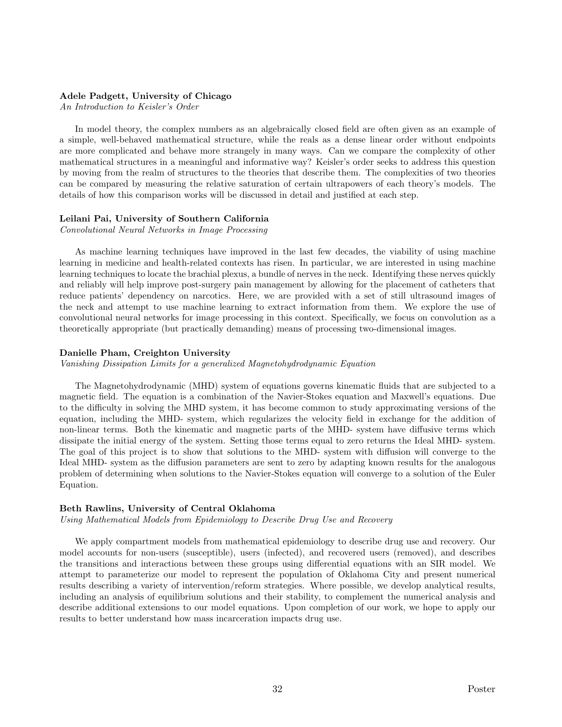**Adele Padgett, University of Chicago**

*An Introduction to Keisler's Order*

In model theory, the complex numbers as an algebraically closed field are often given as an example of a simple, well-behaved mathematical structure, while the reals as a dense linear order without endpoints are more complicated and behave more strangely in many ways. Can we compare the complexity of other mathematical structures in a meaningful and informative way? Keisler's order seeks to address this question by moving from the realm of structures to the theories that describe them. The complexities of two theories can be compared by measuring the relative saturation of certain ultrapowers of each theory's models. The details of how this comparison works will be discussed in detail and justified at each step.

**Leilani Pai, University of Southern California**

*Convolutional Neural Networks in Image Processing*

As machine learning techniques have improved in the last few decades, the viability of using machine learning in medicine and health-related contexts has risen. In particular, we are interested in using machine learning techniques to locate the brachial plexus, a bundle of nerves in the neck. Identifying these nerves quickly and reliably will help improve post-surgery pain management by allowing for the placement of catheters that reduce patients' dependency on narcotics. Here, we are provided with a set of still ultrasound images of the neck and attempt to use machine learning to extract information from them. We explore the use of convolutional neural networks for image processing in this context. Specifically, we focus on convolution as a theoretically appropriate (but practically demanding) means of processing two-dimensional images.

**Danielle Pham, Creighton University**

*Vanishing Dissipation Limits for a generalized Magnetohydrodynamic Equation*

The Magnetohydrodynamic (MHD) system of equations governs kinematic fluids that are subjected to a magnetic field. The equation is a combination of the Navier-Stokes equation and Maxwell's equations. Due to the difficulty in solving the MHD system, it has become common to study approximating versions of the equation, including the MHD- system, which regularizes the velocity field in exchange for the addition of non-linear terms. Both the kinematic and magnetic parts of the MHD- system have diffusive terms which dissipate the initial energy of the system. Setting those terms equal to zero returns the Ideal MHD- system. The goal of this project is to show that solutions to the MHD- system with diffusion will converge to the Ideal MHD- system as the diffusion parameters are sent to zero by adapting known results for the analogous problem of determining when solutions to the Navier-Stokes equation will converge to a solution of the Euler Equation.

**Beth Rawlins, University of Central Oklahoma**

*Using Mathematical Models from Epidemiology to Describe Drug Use and Recovery*

We apply compartment models from mathematical epidemiology to describe drug use and recovery. Our model accounts for non-users (susceptible), users (infected), and recovered users (removed), and describes the transitions and interactions between these groups using differential equations with an SIR model. We attempt to parameterize our model to represent the population of Oklahoma City and present numerical results describing a variety of intervention/reform strategies. Where possible, we develop analytical results, including an analysis of equilibrium solutions and their stability, to complement the numerical analysis and describe additional extensions to our model equations. Upon completion of our work, we hope to apply our results to better understand how mass incarceration impacts drug use.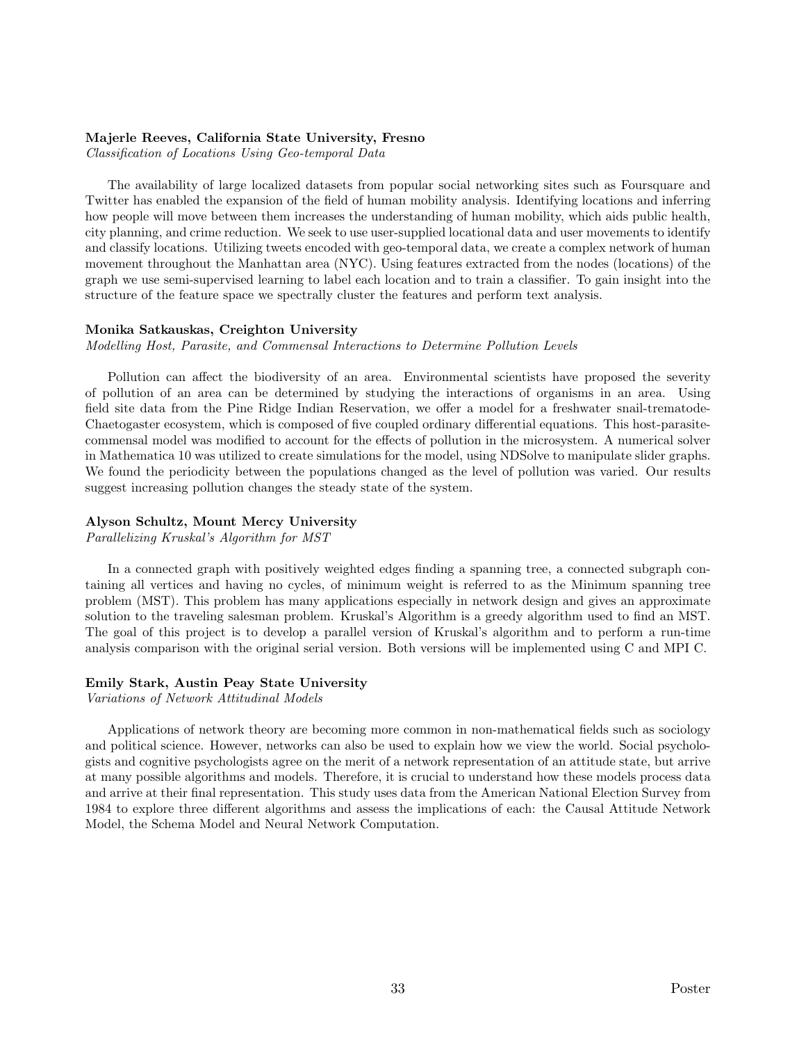**Majerle Reeves, California State University, Fresno**

*Classification of Locations Using Geo-temporal Data*

The availability of large localized datasets from popular social networking sites such as Foursquare and Twitter has enabled the expansion of the field of human mobility analysis. Identifying locations and inferring how people will move between them increases the understanding of human mobility, which aids public health, city planning, and crime reduction. We seek to use user-supplied locational data and user movements to identify and classify locations. Utilizing tweets encoded with geo-temporal data, we create a complex network of human movement throughout the Manhattan area (NYC). Using features extracted from the nodes (locations) of the graph we use semi-supervised learning to label each location and to train a classifier. To gain insight into the structure of the feature space we spectrally cluster the features and perform text analysis.

**Monika Satkauskas, Creighton University**

*Modelling Host, Parasite, and Commensal Interactions to Determine Pollution Levels*

Pollution can affect the biodiversity of an area. Environmental scientists have proposed the severity of pollution of an area can be determined by studying the interactions of organisms in an area. Using field site data from the Pine Ridge Indian Reservation, we offer a model for a freshwater snail-trematode-Chaetogaster ecosystem, which is composed of five coupled ordinary differential equations. This host-parasite-commensal model was modified to account for the effects of pollution in the microsystem. A numerical solver in Mathematica 10 was utilized to create simulations for the model, using NDSolve to manipulate slider graphs. We found the periodicity between the populations changed as the level of pollution was varied. Our results suggest increasing pollution changes the steady state of the system.

**Alyson Schultz, Mount Mercy University**

*Parallelizing Kruskal's Algorithm for MST*

In a connected graph with positively weighted edges finding a spanning tree, a connected subgraph containing all vertices and having no cycles, of minimum weight is referred to as the Minimum spanning tree problem (MST). This problem has many applications especially in network design and gives an approximate solution to the traveling salesman problem. Kruskal's Algorithm is a greedy algorithm used to find an MST. The goal of this project is to develop a parallel version of Kruskal's algorithm and to perform a run-time analysis comparison with the original serial version. Both versions will be implemented using C and MPI C.

**Emily Stark, Austin Peay State University**

*Variations of Network Attitudinal Models*

Applications of network theory are becoming more common in non-mathematical fields such as sociology and political science. However, networks can also be used to explain how we view the world. Social psychologists and cognitive psychologists agree on the merit of a network representation of an attitude state, but arrive at many possible algorithms and models. Therefore, it is crucial to understand how these models process data and arrive at their final representation. This study uses data from the American National Election Survey from 1984 to explore three different algorithms and assess the implications of each: the Causal Attitude Network Model, the Schema Model and Neural Network Computation.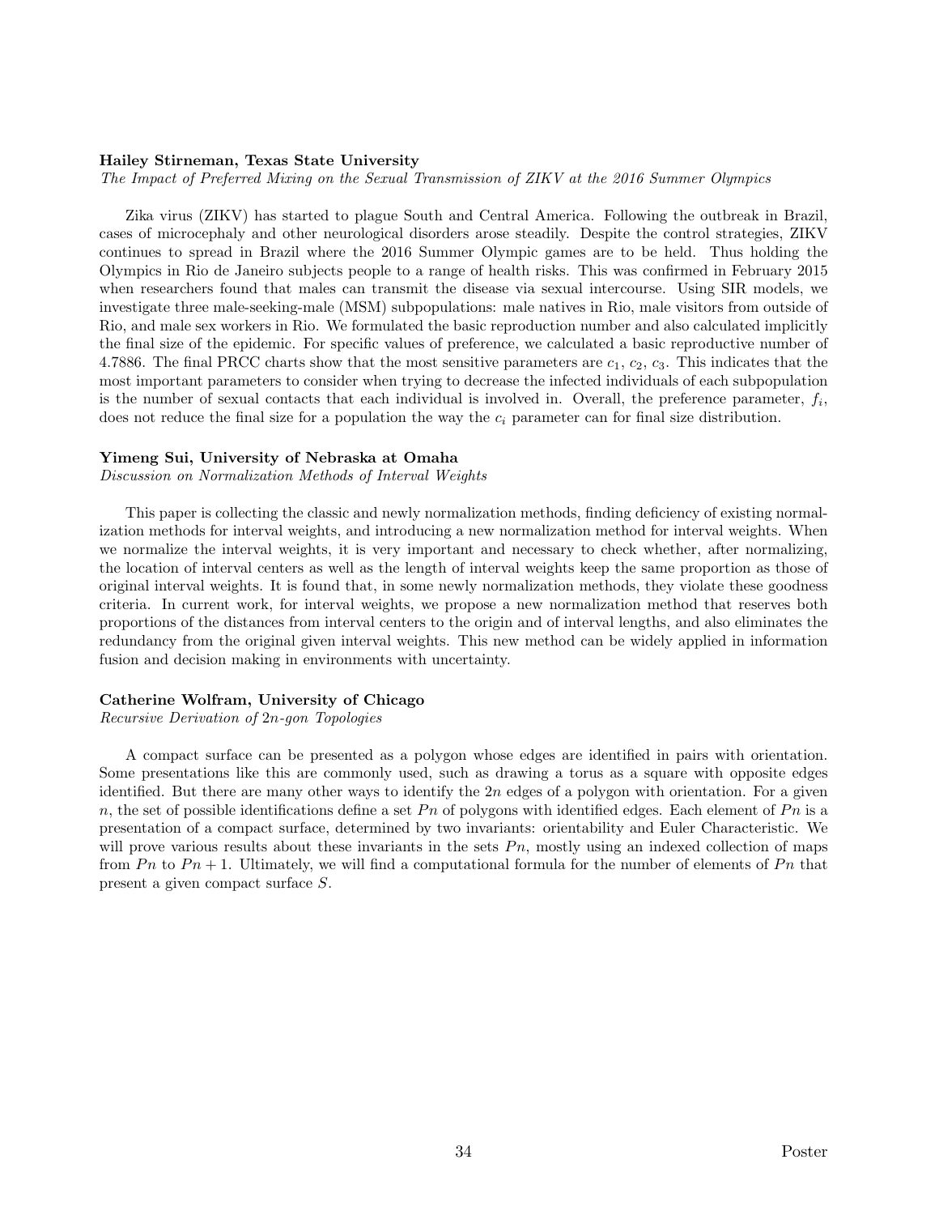**Hailey Stirneman, Texas State University**

*The Impact of Preferred Mixing on the Sexual Transmission of ZIKV at the 2016 Summer Olympics*

Zika virus (ZIKV) has started to plague South and Central America. Following the outbreak in Brazil, cases of microcephaly and other neurological disorders arose steadily. Despite the control strategies, ZIKV continues to spread in Brazil where the 2016 Summer Olympic games are to be held. Thus holding the Olympics in Rio de Janeiro subjects people to a range of health risks. This was confirmed in February 2015 when researchers found that males can transmit the disease via sexual intercourse. Using SIR models, we investigate three male-seeking-male (MSM) subpopulations: male natives in Rio, male visitors from outside of Rio, and male sex workers in Rio. We formulated the basic reproduction number and also calculated implicitly the final size of the epidemic. For specific values of preference, we calculated a basic reproductive number of 4.7886. The final PRCC charts show that the most sensitive parameters are $c_1$, $c_2$, $c_3$. This indicates that the most important parameters to consider when trying to decrease the infected individuals of each subpopulation is the number of sexual contacts that each individual is involved in. Overall, the preference parameter, $f_i$, does not reduce the final size for a population the way the $c_i$ parameter can for final size distribution.

**Yimeng Sui, University of Nebraska at Omaha**

*Discussion on Normalization Methods of Interval Weights*

This paper is collecting the classic and newly normalization methods, finding deficiency of existing normalization methods for interval weights, and introducing a new normalization method for interval weights. When we normalize the interval weights, it is very important and necessary to check whether, after normalizing, the location of interval centers as well as the length of interval weights keep the same proportion as those of original interval weights. It is found that, in some newly normalization methods, they violate these goodness criteria. In current work, for interval weights, we propose a new normalization method that reserves both proportions of the distances from interval centers to the origin and of interval lengths, and also eliminates the redundancy from the original given interval weights. This new method can be widely applied in information fusion and decision making in environments with uncertainty.

**Catherine Wolfram, University of Chicago**

*Recursive Derivation of $2n$-gon Topologies*

A compact surface can be presented as a polygon whose edges are identified in pairs with orientation. Some presentations like this are commonly used, such as drawing a torus as a square with opposite edges identified. But there are many other ways to identify the $2n$ edges of a polygon with orientation. For a given $n$, the set of possible identifications define a set $Pn$ of polygons with identified edges. Each element of $Pn$ is a presentation of a compact surface, determined by two invariants: orientability and Euler Characteristic. We will prove various results about these invariants in the sets $Pn$, mostly using an indexed collection of maps from $Pn$ to $Pn + 1$. Ultimately, we will find a computational formula for the number of elements of $Pn$ that present a given compact surface $S$.